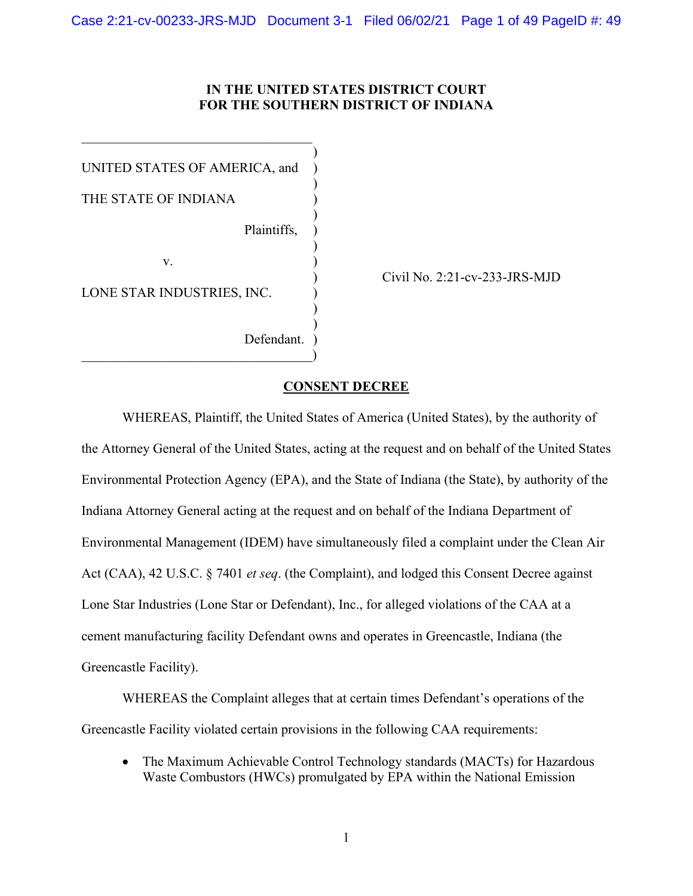# IN THE UNITED STATES DISTRICT COURT
# FOR THE SOUTHERN DISTRICT OF INDIANA

| | |
|---|---|
| UNITED STATES OF AMERICA, and<br><br>THE STATE OF INDIANA<br><br>Plaintiffs,<br><br>v.<br><br>LONE STAR INDUSTRIES, INC.<br><br>Defendant. | Civil No. 2:21-cv-233-JRS-MJD |

## CONSENT DECREE

WHEREAS, Plaintiff, the United States of America (United States), by the authority of the Attorney General of the United States, acting at the request and on behalf of the United States Environmental Protection Agency (EPA), and the State of Indiana (the State), by authority of the Indiana Attorney General acting at the request and on behalf of the Indiana Department of Environmental Management (IDEM) have simultaneously filed a complaint under the Clean Air Act (CAA), 42 U.S.C. § 7401 *et seq*. (the Complaint), and lodged this Consent Decree against Lone Star Industries (Lone Star or Defendant), Inc., for alleged violations of the CAA at a cement manufacturing facility Defendant owns and operates in Greencastle, Indiana (the Greencastle Facility).

WHEREAS the Complaint alleges that at certain times Defendant's operations of the Greencastle Facility violated certain provisions in the following CAA requirements:

- The Maximum Achievable Control Technology standards (MACTs) for Hazardous Waste Combustors (HWCs) promulgated by EPA within the National Emission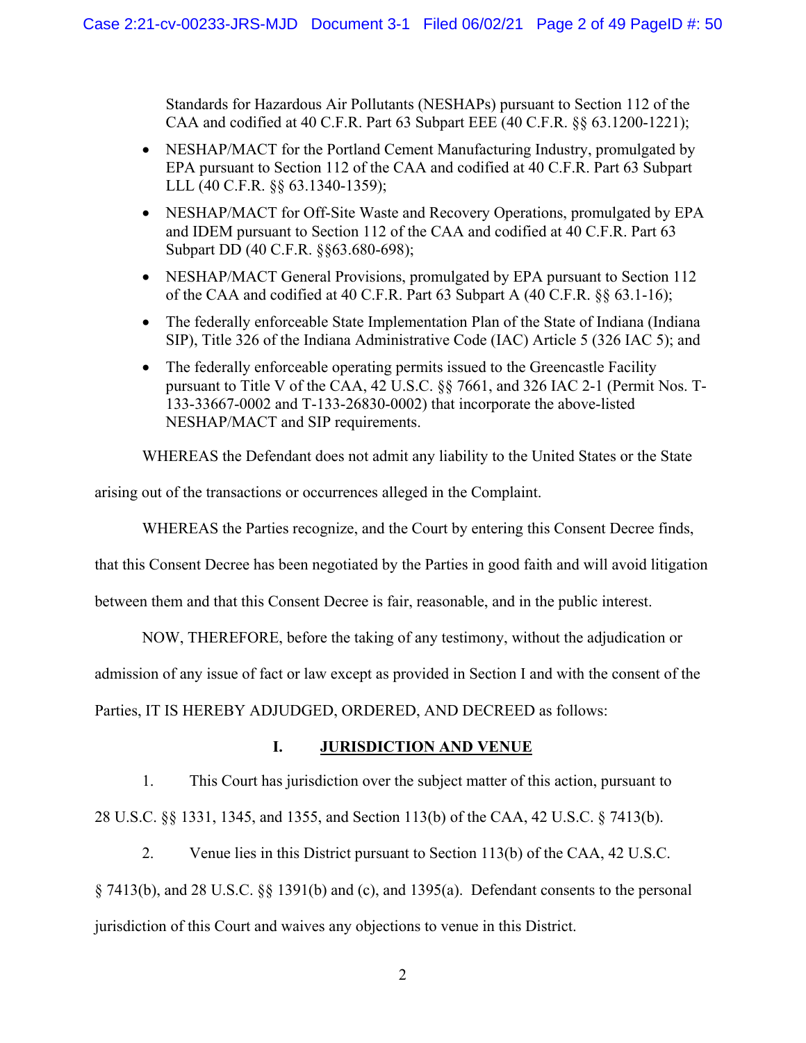Standards for Hazardous Air Pollutants (NESHAPs) pursuant to Section 112 of the CAA and codified at 40 C.F.R. Part 63 Subpart EEE (40 C.F.R. §§ 63.1200-1221);

- NESHAP/MACT for the Portland Cement Manufacturing Industry, promulgated by EPA pursuant to Section 112 of the CAA and codified at 40 C.F.R. Part 63 Subpart LLL (40 C.F.R. §§ 63.1340-1359);
- NESHAP/MACT for Off-Site Waste and Recovery Operations, promulgated by EPA and IDEM pursuant to Section 112 of the CAA and codified at 40 C.F.R. Part 63 Subpart DD (40 C.F.R. §§63.680-698);
- NESHAP/MACT General Provisions, promulgated by EPA pursuant to Section 112 of the CAA and codified at 40 C.F.R. Part 63 Subpart A (40 C.F.R. §§ 63.1-16);
- The federally enforceable State Implementation Plan of the State of Indiana (Indiana SIP), Title 326 of the Indiana Administrative Code (IAC) Article 5 (326 IAC 5); and
- The federally enforceable operating permits issued to the Greencastle Facility pursuant to Title V of the CAA, 42 U.S.C. §§ 7661, and 326 IAC 2-1 (Permit Nos. T-133-33667-0002 and T-133-26830-0002) that incorporate the above-listed NESHAP/MACT and SIP requirements.

WHEREAS the Defendant does not admit any liability to the United States or the State arising out of the transactions or occurrences alleged in the Complaint.

WHEREAS the Parties recognize, and the Court by entering this Consent Decree finds, that this Consent Decree has been negotiated by the Parties in good faith and will avoid litigation between them and that this Consent Decree is fair, reasonable, and in the public interest.

NOW, THEREFORE, before the taking of any testimony, without the adjudication or admission of any issue of fact or law except as provided in Section I and with the consent of the Parties, IT IS HEREBY ADJUDGED, ORDERED, AND DECREED as follows:

## I. JURISDICTION AND VENUE

1. This Court has jurisdiction over the subject matter of this action, pursuant to 28 U.S.C. §§ 1331, 1345, and 1355, and Section 113(b) of the CAA, 42 U.S.C. § 7413(b).

2. Venue lies in this District pursuant to Section 113(b) of the CAA, 42 U.S.C. § 7413(b), and 28 U.S.C. §§ 1391(b) and (c), and 1395(a). Defendant consents to the personal jurisdiction of this Court and waives any objections to venue in this District.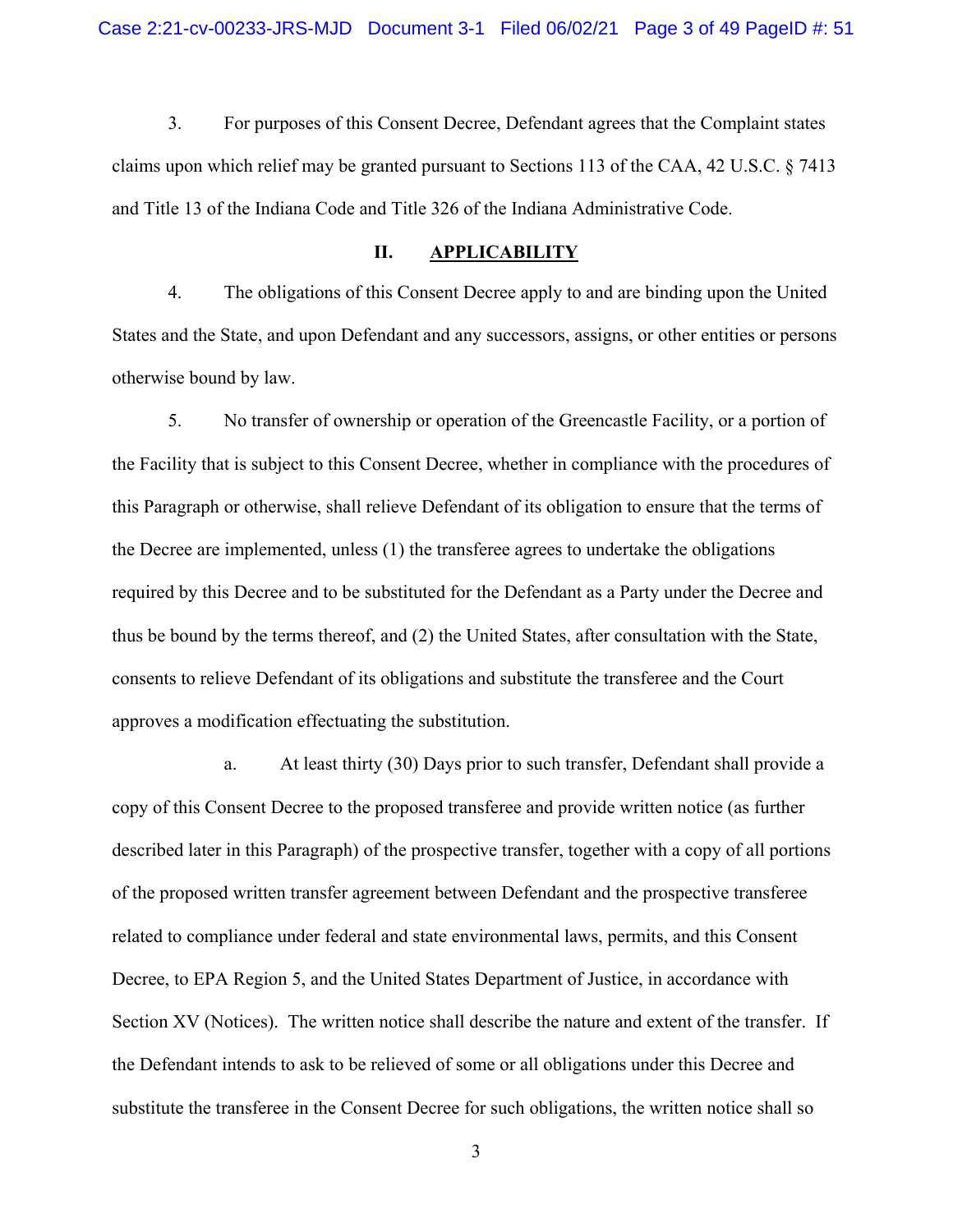3. For purposes of this Consent Decree, Defendant agrees that the Complaint states claims upon which relief may be granted pursuant to Sections 113 of the CAA, 42 U.S.C. § 7413 and Title 13 of the Indiana Code and Title 326 of the Indiana Administrative Code.

## II. APPLICABILITY

4. The obligations of this Consent Decree apply to and are binding upon the United States and the State, and upon Defendant and any successors, assigns, or other entities or persons otherwise bound by law.

5. No transfer of ownership or operation of the Greencastle Facility, or a portion of the Facility that is subject to this Consent Decree, whether in compliance with the procedures of this Paragraph or otherwise, shall relieve Defendant of its obligation to ensure that the terms of the Decree are implemented, unless (1) the transferee agrees to undertake the obligations required by this Decree and to be substituted for the Defendant as a Party under the Decree and thus be bound by the terms thereof, and (2) the United States, after consultation with the State, consents to relieve Defendant of its obligations and substitute the transferee and the Court approves a modification effectuating the substitution.

a. At least thirty (30) Days prior to such transfer, Defendant shall provide a copy of this Consent Decree to the proposed transferee and provide written notice (as further described later in this Paragraph) of the prospective transfer, together with a copy of all portions of the proposed written transfer agreement between Defendant and the prospective transferee related to compliance under federal and state environmental laws, permits, and this Consent Decree, to EPA Region 5, and the United States Department of Justice, in accordance with Section XV (Notices). The written notice shall describe the nature and extent of the transfer. If the Defendant intends to ask to be relieved of some or all obligations under this Decree and substitute the transferee in the Consent Decree for such obligations, the written notice shall so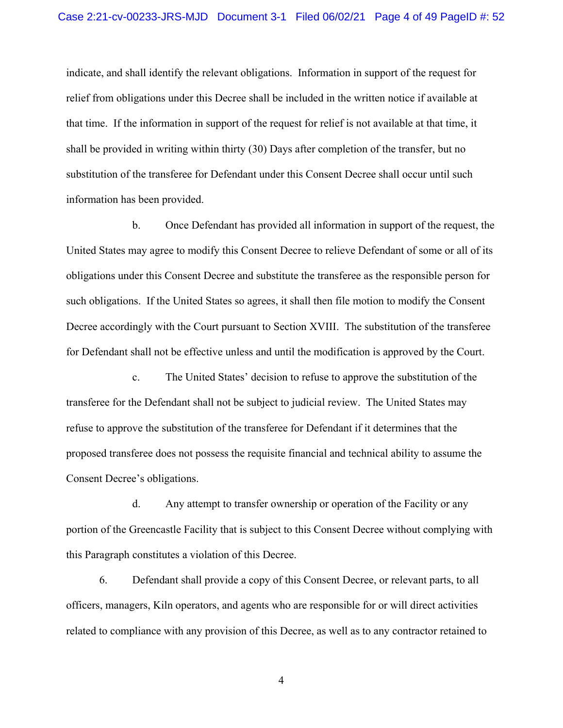indicate, and shall identify the relevant obligations. Information in support of the request for relief from obligations under this Decree shall be included in the written notice if available at that time. If the information in support of the request for relief is not available at that time, it shall be provided in writing within thirty (30) Days after completion of the transfer, but no substitution of the transferee for Defendant under this Consent Decree shall occur until such information has been provided.

b. Once Defendant has provided all information in support of the request, the United States may agree to modify this Consent Decree to relieve Defendant of some or all of its obligations under this Consent Decree and substitute the transferee as the responsible person for such obligations. If the United States so agrees, it shall then file motion to modify the Consent Decree accordingly with the Court pursuant to Section XVIII. The substitution of the transferee for Defendant shall not be effective unless and until the modification is approved by the Court.

c. The United States' decision to refuse to approve the substitution of the transferee for the Defendant shall not be subject to judicial review. The United States may refuse to approve the substitution of the transferee for Defendant if it determines that the proposed transferee does not possess the requisite financial and technical ability to assume the Consent Decree's obligations.

d. Any attempt to transfer ownership or operation of the Facility or any portion of the Greencastle Facility that is subject to this Consent Decree without complying with this Paragraph constitutes a violation of this Decree.

6. Defendant shall provide a copy of this Consent Decree, or relevant parts, to all officers, managers, Kiln operators, and agents who are responsible for or will direct activities related to compliance with any provision of this Decree, as well as to any contractor retained to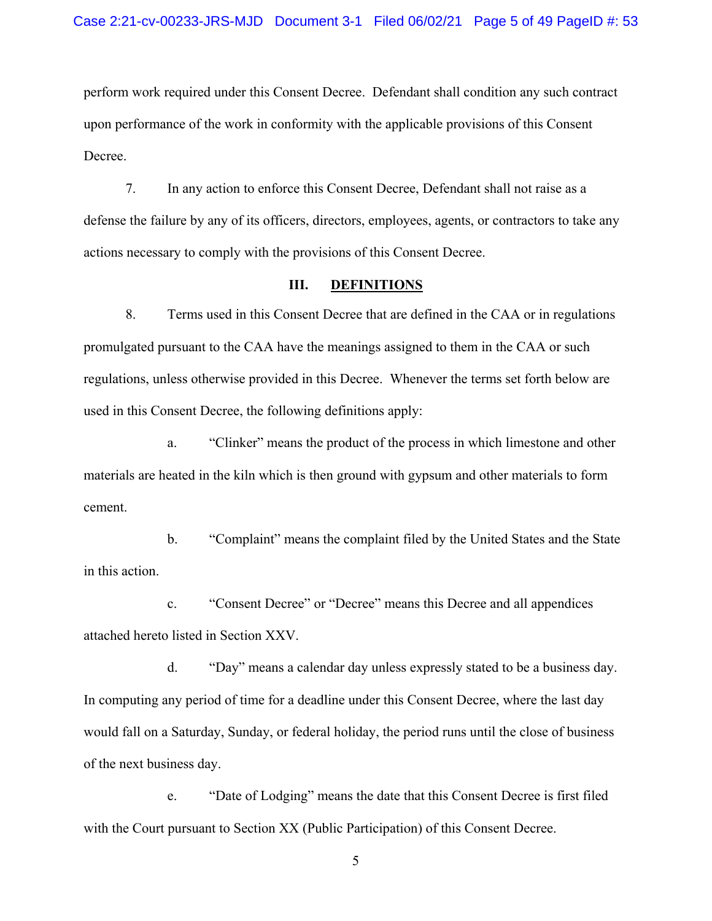perform work required under this Consent Decree. Defendant shall condition any such contract upon performance of the work in conformity with the applicable provisions of this Consent Decree.

7. In any action to enforce this Consent Decree, Defendant shall not raise as a defense the failure by any of its officers, directors, employees, agents, or contractors to take any actions necessary to comply with the provisions of this Consent Decree.

## III. DEFINITIONS

8. Terms used in this Consent Decree that are defined in the CAA or in regulations promulgated pursuant to the CAA have the meanings assigned to them in the CAA or such regulations, unless otherwise provided in this Decree. Whenever the terms set forth below are used in this Consent Decree, the following definitions apply:

a. "Clinker" means the product of the process in which limestone and other materials are heated in the kiln which is then ground with gypsum and other materials to form cement.

b. "Complaint" means the complaint filed by the United States and the State in this action.

c. "Consent Decree" or "Decree" means this Decree and all appendices attached hereto listed in Section XXV.

d. "Day" means a calendar day unless expressly stated to be a business day. In computing any period of time for a deadline under this Consent Decree, where the last day would fall on a Saturday, Sunday, or federal holiday, the period runs until the close of business of the next business day.

e. "Date of Lodging" means the date that this Consent Decree is first filed with the Court pursuant to Section XX (Public Participation) of this Consent Decree.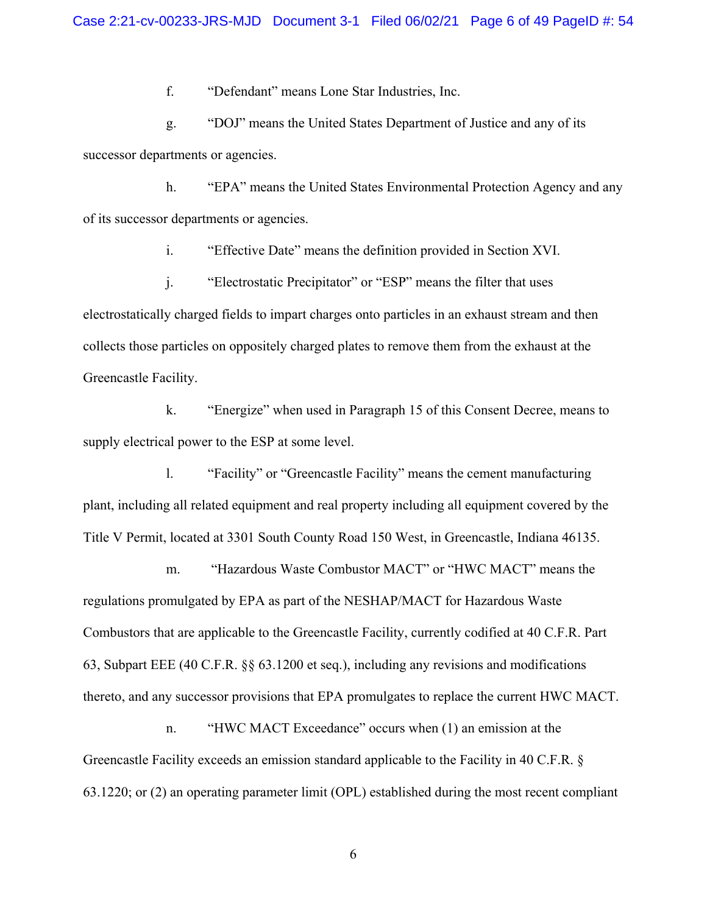f. "Defendant" means Lone Star Industries, Inc.

g. "DOJ" means the United States Department of Justice and any of its successor departments or agencies.

h. "EPA" means the United States Environmental Protection Agency and any of its successor departments or agencies.

i. "Effective Date" means the definition provided in Section XVI.

j. "Electrostatic Precipitator" or "ESP" means the filter that uses electrostatically charged fields to impart charges onto particles in an exhaust stream and then collects those particles on oppositely charged plates to remove them from the exhaust at the Greencastle Facility.

k. "Energize" when used in Paragraph 15 of this Consent Decree, means to supply electrical power to the ESP at some level.

l. "Facility" or "Greencastle Facility" means the cement manufacturing plant, including all related equipment and real property including all equipment covered by the Title V Permit, located at 3301 South County Road 150 West, in Greencastle, Indiana 46135.

m. "Hazardous Waste Combustor MACT" or "HWC MACT" means the regulations promulgated by EPA as part of the NESHAP/MACT for Hazardous Waste Combustors that are applicable to the Greencastle Facility, currently codified at 40 C.F.R. Part 63, Subpart EEE (40 C.F.R. §§ 63.1200 et seq.), including any revisions and modifications thereto, and any successor provisions that EPA promulgates to replace the current HWC MACT.

n. "HWC MACT Exceedance" occurs when (1) an emission at the Greencastle Facility exceeds an emission standard applicable to the Facility in 40 C.F.R. § 63.1220; or (2) an operating parameter limit (OPL) established during the most recent compliant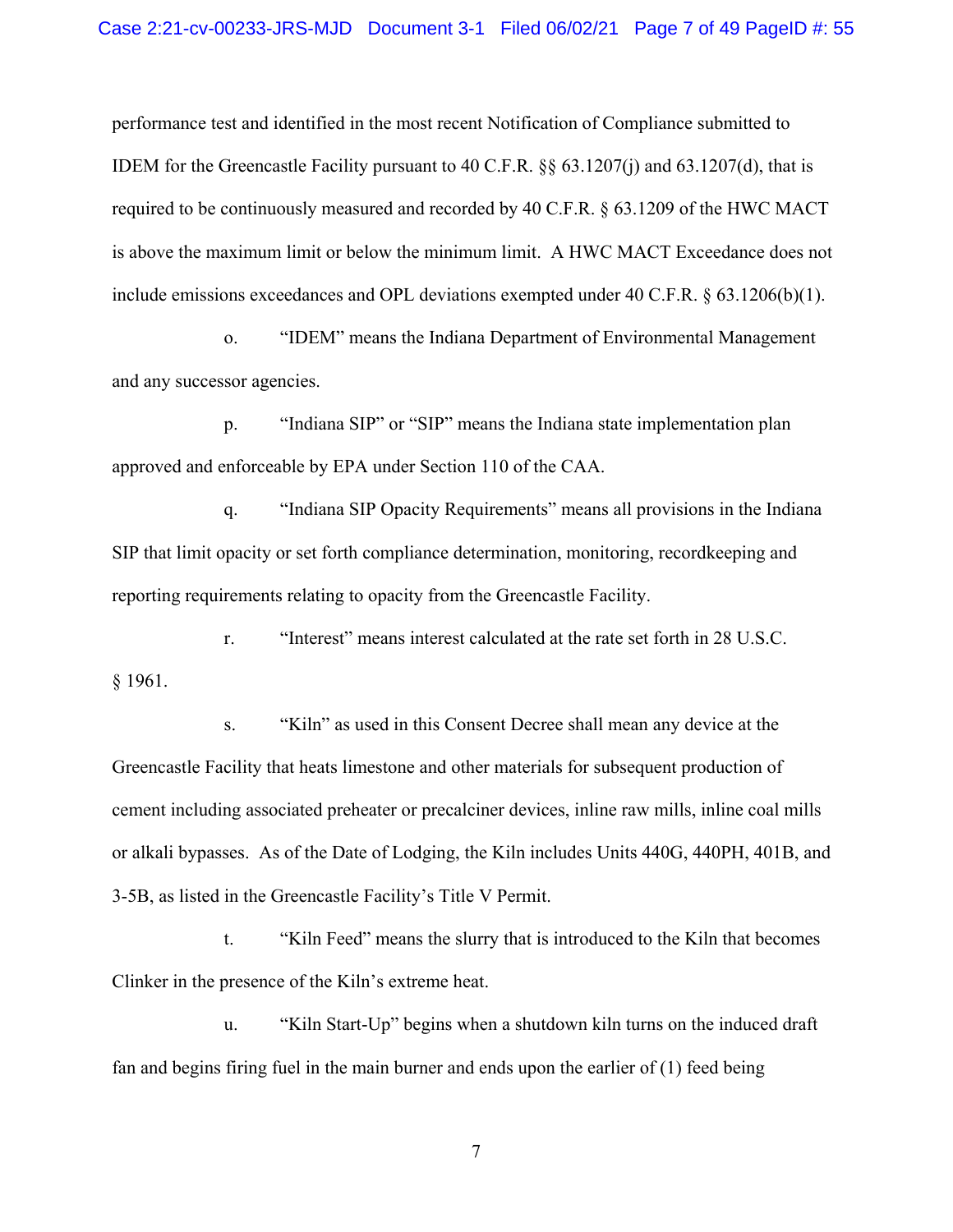performance test and identified in the most recent Notification of Compliance submitted to IDEM for the Greencastle Facility pursuant to 40 C.F.R. §§ 63.1207(j) and 63.1207(d), that is required to be continuously measured and recorded by 40 C.F.R. § 63.1209 of the HWC MACT is above the maximum limit or below the minimum limit. A HWC MACT Exceedance does not include emissions exceedances and OPL deviations exempted under 40 C.F.R. § 63.1206(b)(1).

o. "IDEM" means the Indiana Department of Environmental Management and any successor agencies.

p. "Indiana SIP" or "SIP" means the Indiana state implementation plan approved and enforceable by EPA under Section 110 of the CAA.

q. "Indiana SIP Opacity Requirements" means all provisions in the Indiana SIP that limit opacity or set forth compliance determination, monitoring, recordkeeping and reporting requirements relating to opacity from the Greencastle Facility.

r. "Interest" means interest calculated at the rate set forth in 28 U.S.C. § 1961.

s. "Kiln" as used in this Consent Decree shall mean any device at the Greencastle Facility that heats limestone and other materials for subsequent production of cement including associated preheater or precalciner devices, inline raw mills, inline coal mills or alkali bypasses. As of the Date of Lodging, the Kiln includes Units 440G, 440PH, 401B, and 3-5B, as listed in the Greencastle Facility's Title V Permit.

t. "Kiln Feed" means the slurry that is introduced to the Kiln that becomes Clinker in the presence of the Kiln's extreme heat.

u. "Kiln Start-Up" begins when a shutdown kiln turns on the induced draft fan and begins firing fuel in the main burner and ends upon the earlier of (1) feed being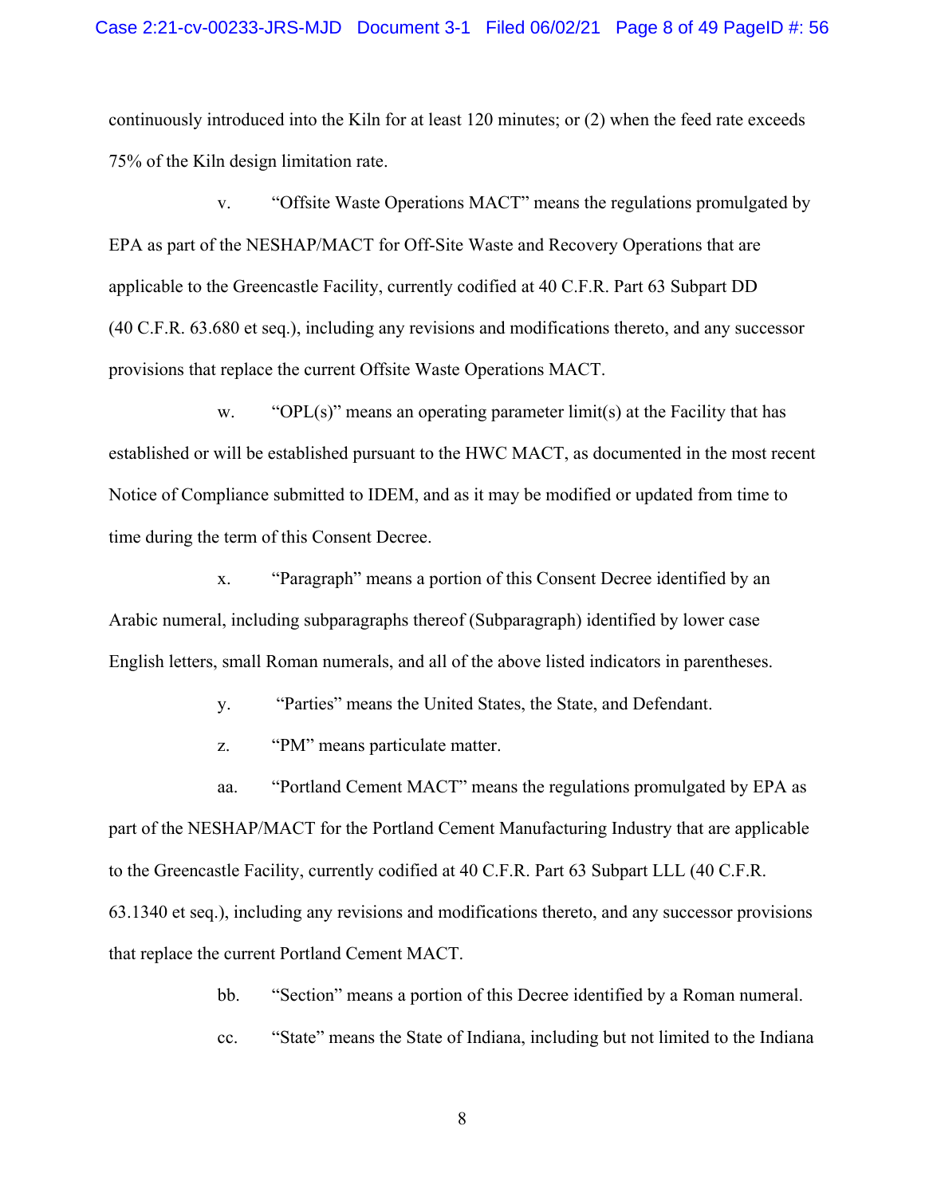continuously introduced into the Kiln for at least 120 minutes; or (2) when the feed rate exceeds 75% of the Kiln design limitation rate.

v. "Offsite Waste Operations MACT" means the regulations promulgated by EPA as part of the NESHAP/MACT for Off-Site Waste and Recovery Operations that are applicable to the Greencastle Facility, currently codified at 40 C.F.R. Part 63 Subpart DD (40 C.F.R. 63.680 et seq.), including any revisions and modifications thereto, and any successor provisions that replace the current Offsite Waste Operations MACT.

w. "OPL(s)" means an operating parameter limit(s) at the Facility that has established or will be established pursuant to the HWC MACT, as documented in the most recent Notice of Compliance submitted to IDEM, and as it may be modified or updated from time to time during the term of this Consent Decree.

x. "Paragraph" means a portion of this Consent Decree identified by an Arabic numeral, including subparagraphs thereof (Subparagraph) identified by lower case English letters, small Roman numerals, and all of the above listed indicators in parentheses.

y. "Parties" means the United States, the State, and Defendant.

z. "PM" means particulate matter.

aa. "Portland Cement MACT" means the regulations promulgated by EPA as part of the NESHAP/MACT for the Portland Cement Manufacturing Industry that are applicable to the Greencastle Facility, currently codified at 40 C.F.R. Part 63 Subpart LLL (40 C.F.R. 63.1340 et seq.), including any revisions and modifications thereto, and any successor provisions that replace the current Portland Cement MACT.

bb. "Section" means a portion of this Decree identified by a Roman numeral.

cc. "State" means the State of Indiana, including but not limited to the Indiana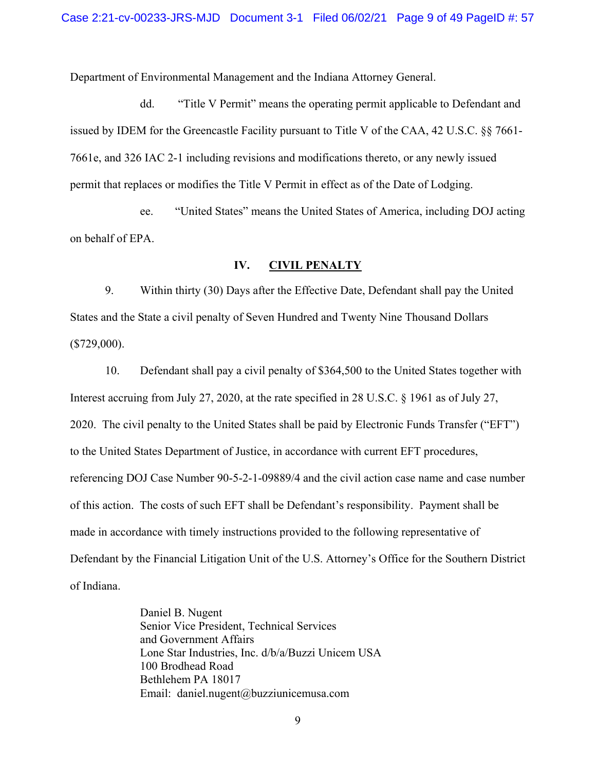Department of Environmental Management and the Indiana Attorney General.

dd. "Title V Permit" means the operating permit applicable to Defendant and issued by IDEM for the Greencastle Facility pursuant to Title V of the CAA, 42 U.S.C. §§ 7661-7661e, and 326 IAC 2-1 including revisions and modifications thereto, or any newly issued permit that replaces or modifies the Title V Permit in effect as of the Date of Lodging.

ee. "United States" means the United States of America, including DOJ acting on behalf of EPA.

## IV. CIVIL PENALTY

9. Within thirty (30) Days after the Effective Date, Defendant shall pay the United States and the State a civil penalty of Seven Hundred and Twenty Nine Thousand Dollars ($729,000).

10. Defendant shall pay a civil penalty of $364,500 to the United States together with Interest accruing from July 27, 2020, at the rate specified in 28 U.S.C. § 1961 as of July 27, 2020. The civil penalty to the United States shall be paid by Electronic Funds Transfer ("EFT") to the United States Department of Justice, in accordance with current EFT procedures, referencing DOJ Case Number 90-5-2-1-09889/4 and the civil action case name and case number of this action. The costs of such EFT shall be Defendant's responsibility. Payment shall be made in accordance with timely instructions provided to the following representative of Defendant by the Financial Litigation Unit of the U.S. Attorney's Office for the Southern District of Indiana.

Daniel B. Nugent
Senior Vice President, Technical Services
and Government Affairs
Lone Star Industries, Inc. d/b/a/Buzzi Unicem USA
100 Brodhead Road
Bethlehem PA 18017
Email: daniel.nugent@buzziunicemusa.com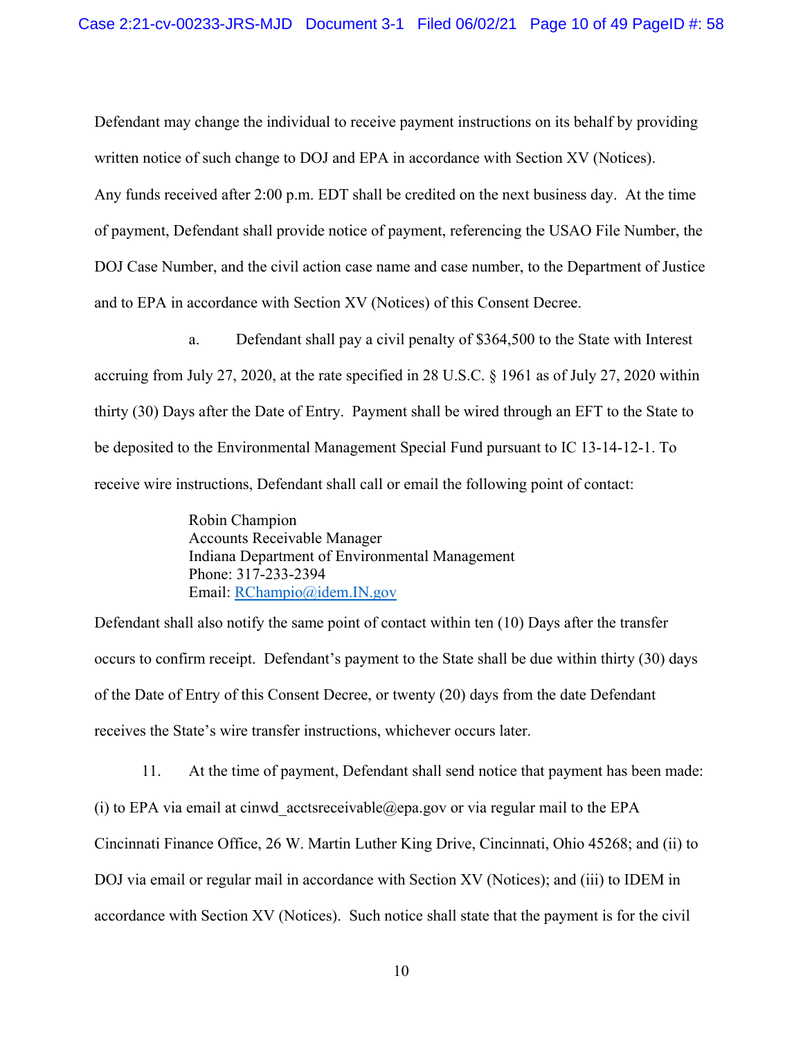Defendant may change the individual to receive payment instructions on its behalf by providing written notice of such change to DOJ and EPA in accordance with Section XV (Notices). Any funds received after 2:00 p.m. EDT shall be credited on the next business day. At the time of payment, Defendant shall provide notice of payment, referencing the USAO File Number, the DOJ Case Number, and the civil action case name and case number, to the Department of Justice and to EPA in accordance with Section XV (Notices) of this Consent Decree.

a. Defendant shall pay a civil penalty of $364,500 to the State with Interest accruing from July 27, 2020, at the rate specified in 28 U.S.C. § 1961 as of July 27, 2020 within thirty (30) Days after the Date of Entry. Payment shall be wired through an EFT to the State to be deposited to the Environmental Management Special Fund pursuant to IC 13-14-12-1. To receive wire instructions, Defendant shall call or email the following point of contact:

> Robin Champion
> Accounts Receivable Manager
> Indiana Department of Environmental Management
> Phone: 317-233-2394
> Email: RChampio@idem.IN.gov

Defendant shall also notify the same point of contact within ten (10) Days after the transfer occurs to confirm receipt. Defendant's payment to the State shall be due within thirty (30) days of the Date of Entry of this Consent Decree, or twenty (20) days from the date Defendant receives the State's wire transfer instructions, whichever occurs later.

11. At the time of payment, Defendant shall send notice that payment has been made: (i) to EPA via email at cinwd_acctsreceivable@epa.gov or via regular mail to the EPA Cincinnati Finance Office, 26 W. Martin Luther King Drive, Cincinnati, Ohio 45268; and (ii) to DOJ via email or regular mail in accordance with Section XV (Notices); and (iii) to IDEM in accordance with Section XV (Notices). Such notice shall state that the payment is for the civil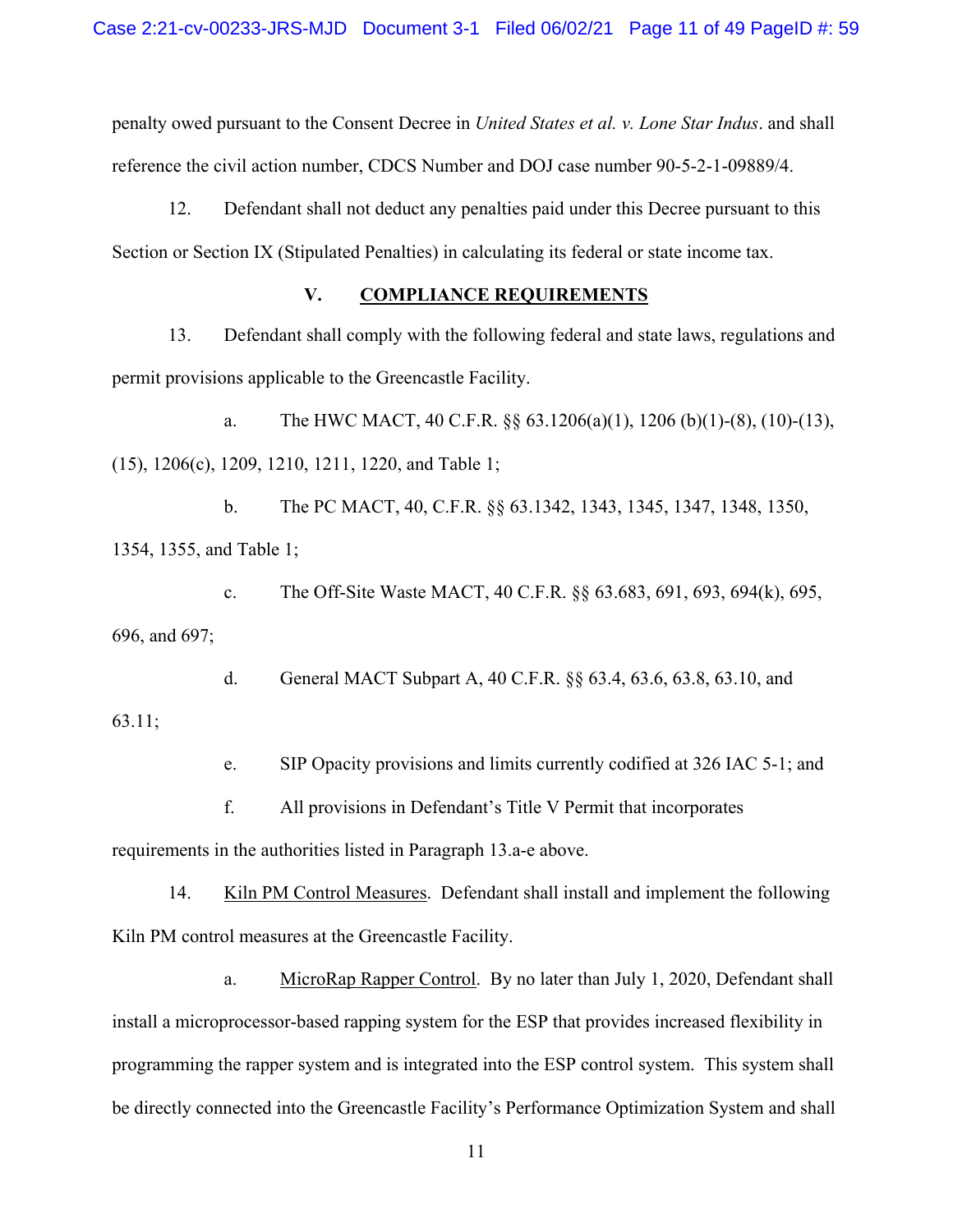penalty owed pursuant to the Consent Decree in *United States et al. v. Lone Star Indus*. and shall reference the civil action number, CDCS Number and DOJ case number 90-5-2-1-09889/4.

12. Defendant shall not deduct any penalties paid under this Decree pursuant to this Section or Section IX (Stipulated Penalties) in calculating its federal or state income tax.

## V. COMPLIANCE REQUIREMENTS

13. Defendant shall comply with the following federal and state laws, regulations and permit provisions applicable to the Greencastle Facility.

a. The HWC MACT, 40 C.F.R. §§ 63.1206(a)(1), 1206 (b)(1)-(8), (10)-(13), (15), 1206(c), 1209, 1210, 1211, 1220, and Table 1;

b. The PC MACT, 40, C.F.R. §§ 63.1342, 1343, 1345, 1347, 1348, 1350, 1354, 1355, and Table 1;

c. The Off-Site Waste MACT, 40 C.F.R. §§ 63.683, 691, 693, 694(k), 695, 696, and 697;

d. General MACT Subpart A, 40 C.F.R. §§ 63.4, 63.6, 63.8, 63.10, and 63.11;

e. SIP Opacity provisions and limits currently codified at 326 IAC 5-1; and

f. All provisions in Defendant's Title V Permit that incorporates requirements in the authorities listed in Paragraph 13.a-e above.

14. Kiln PM Control Measures. Defendant shall install and implement the following Kiln PM control measures at the Greencastle Facility.

a. MicroRap Rapper Control. By no later than July 1, 2020, Defendant shall install a microprocessor-based rapping system for the ESP that provides increased flexibility in programming the rapper system and is integrated into the ESP control system. This system shall be directly connected into the Greencastle Facility's Performance Optimization System and shall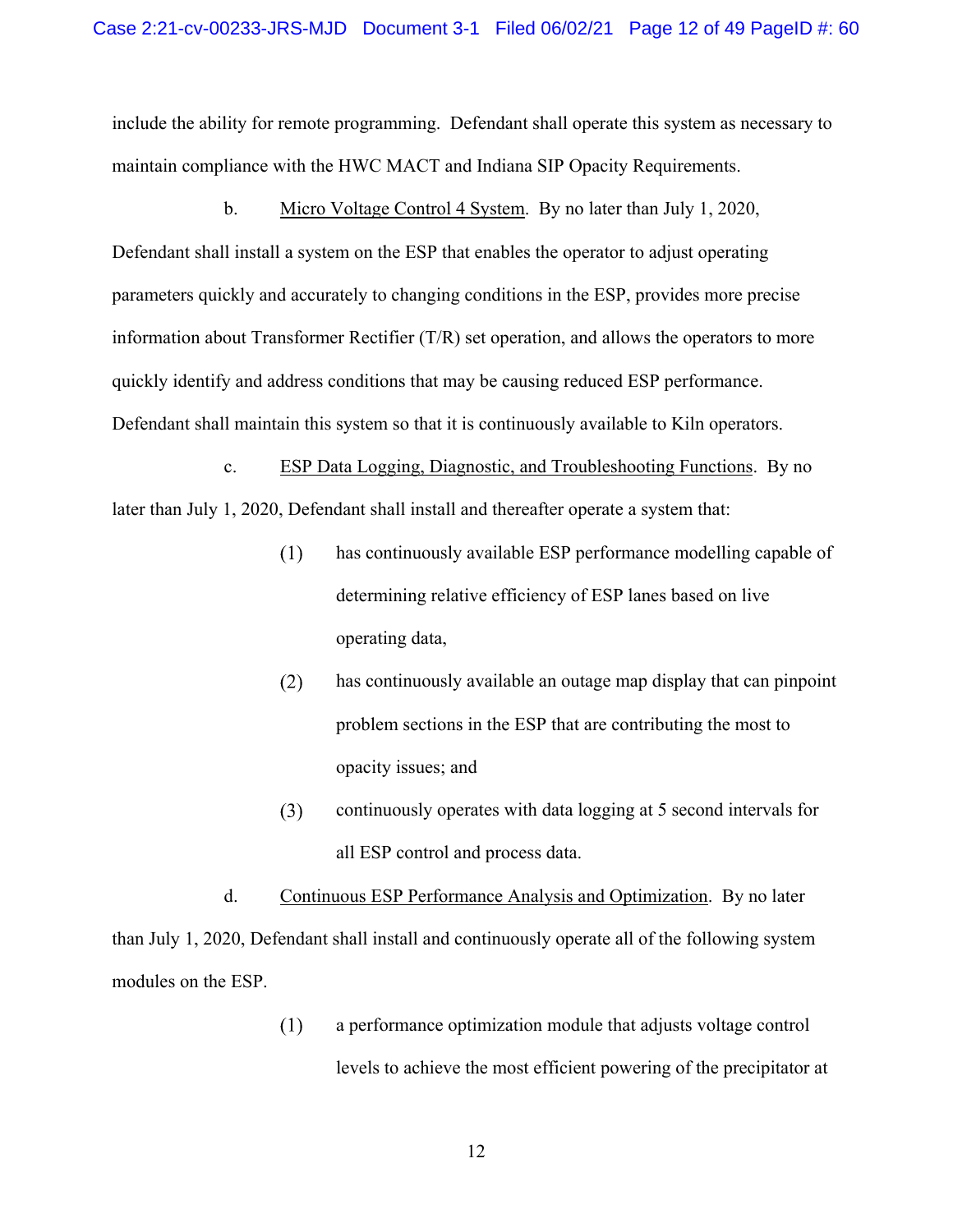include the ability for remote programming. Defendant shall operate this system as necessary to maintain compliance with the HWC MACT and Indiana SIP Opacity Requirements.

b. Micro Voltage Control 4 System. By no later than July 1, 2020, Defendant shall install a system on the ESP that enables the operator to adjust operating parameters quickly and accurately to changing conditions in the ESP, provides more precise information about Transformer Rectifier (T/R) set operation, and allows the operators to more quickly identify and address conditions that may be causing reduced ESP performance. Defendant shall maintain this system so that it is continuously available to Kiln operators.

c. ESP Data Logging, Diagnostic, and Troubleshooting Functions. By no later than July 1, 2020, Defendant shall install and thereafter operate a system that:

(1) has continuously available ESP performance modelling capable of determining relative efficiency of ESP lanes based on live operating data,

(2) has continuously available an outage map display that can pinpoint problem sections in the ESP that are contributing the most to opacity issues; and

(3) continuously operates with data logging at 5 second intervals for all ESP control and process data.

d. Continuous ESP Performance Analysis and Optimization. By no later than July 1, 2020, Defendant shall install and continuously operate all of the following system modules on the ESP.

(1) a performance optimization module that adjusts voltage control levels to achieve the most efficient powering of the precipitator at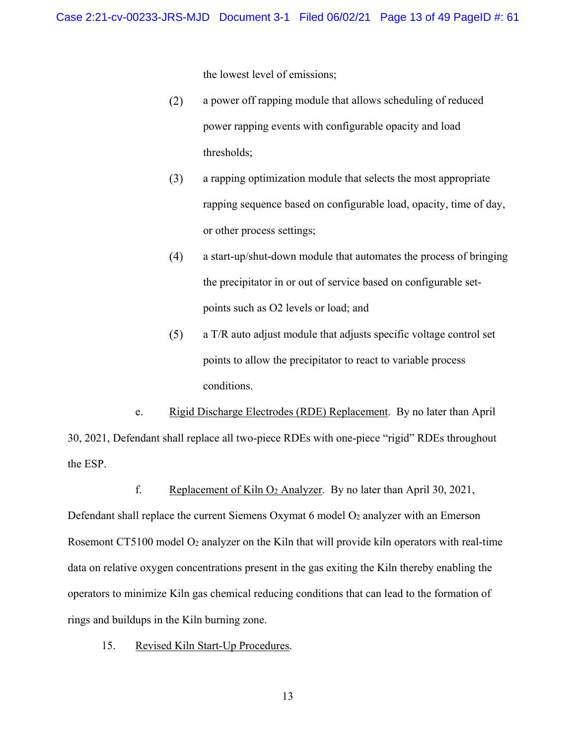the lowest level of emissions;

(2) a power off rapping module that allows scheduling of reduced power rapping events with configurable opacity and load thresholds;

(3) a rapping optimization module that selects the most appropriate rapping sequence based on configurable load, opacity, time of day, or other process settings;

(4) a start-up/shut-down module that automates the process of bringing the precipitator in or out of service based on configurable set-points such as O2 levels or load; and

(5) a T/R auto adjust module that adjusts specific voltage control set points to allow the precipitator to react to variable process conditions.

e. Rigid Discharge Electrodes (RDE) Replacement. By no later than April 30, 2021, Defendant shall replace all two-piece RDEs with one-piece "rigid" RDEs throughout the ESP.

f. Replacement of Kiln $O_2$ Analyzer. By no later than April 30, 2021, Defendant shall replace the current Siemens Oxymat 6 model $O_2$ analyzer with an Emerson Rosemont CT5100 model $O_2$ analyzer on the Kiln that will provide kiln operators with real-time data on relative oxygen concentrations present in the gas exiting the Kiln thereby enabling the operators to minimize Kiln gas chemical reducing conditions that can lead to the formation of rings and buildups in the Kiln burning zone.

15. Revised Kiln Start-Up Procedures.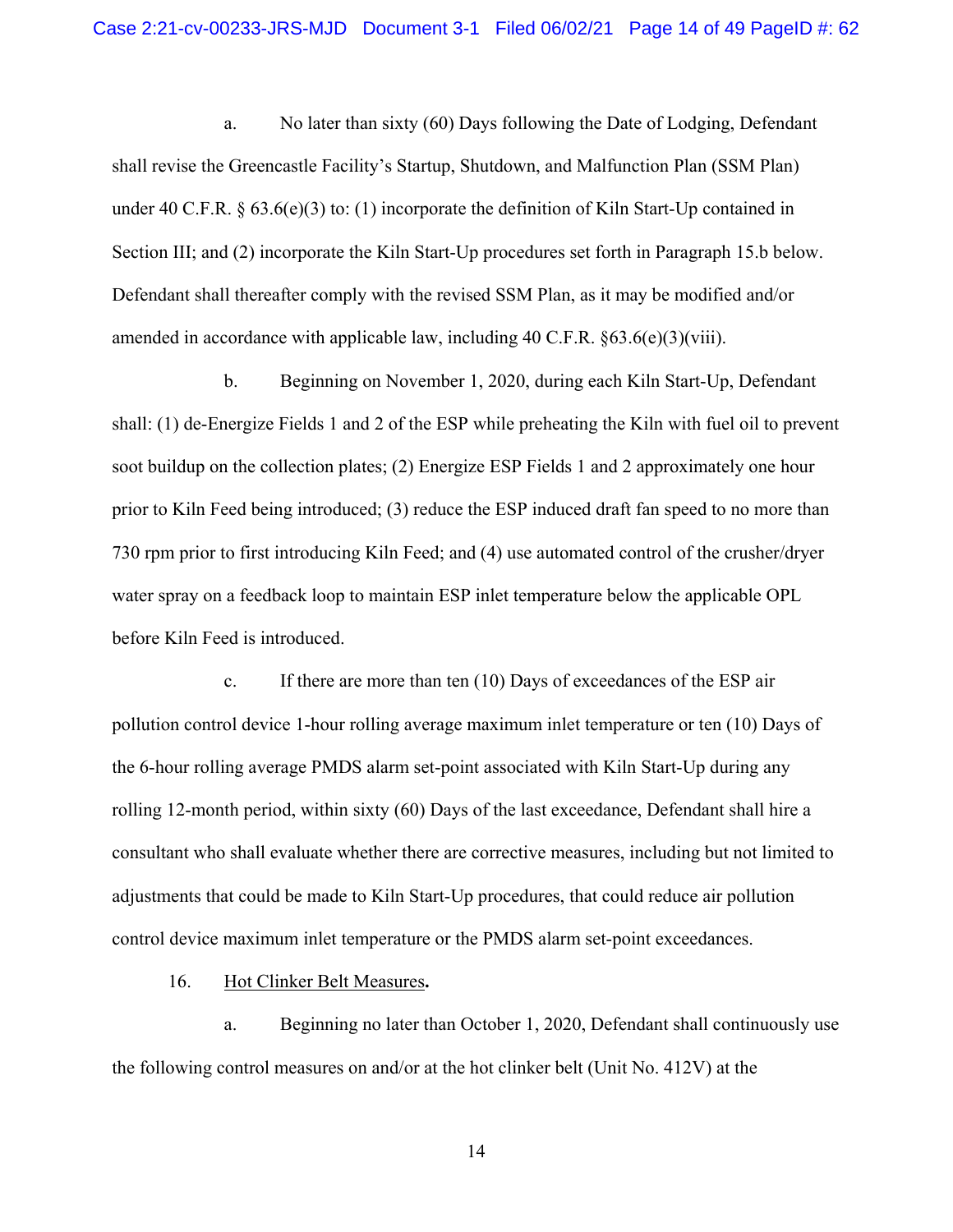a. No later than sixty (60) Days following the Date of Lodging, Defendant shall revise the Greencastle Facility's Startup, Shutdown, and Malfunction Plan (SSM Plan) under 40 C.F.R. § 63.6(e)(3) to: (1) incorporate the definition of Kiln Start-Up contained in Section III; and (2) incorporate the Kiln Start-Up procedures set forth in Paragraph 15.b below. Defendant shall thereafter comply with the revised SSM Plan, as it may be modified and/or amended in accordance with applicable law, including 40 C.F.R. §63.6(e)(3)(viii).

b. Beginning on November 1, 2020, during each Kiln Start-Up, Defendant shall: (1) de-Energize Fields 1 and 2 of the ESP while preheating the Kiln with fuel oil to prevent soot buildup on the collection plates; (2) Energize ESP Fields 1 and 2 approximately one hour prior to Kiln Feed being introduced; (3) reduce the ESP induced draft fan speed to no more than 730 rpm prior to first introducing Kiln Feed; and (4) use automated control of the crusher/dryer water spray on a feedback loop to maintain ESP inlet temperature below the applicable OPL before Kiln Feed is introduced.

c. If there are more than ten (10) Days of exceedances of the ESP air pollution control device 1-hour rolling average maximum inlet temperature or ten (10) Days of the 6-hour rolling average PMDS alarm set-point associated with Kiln Start-Up during any rolling 12-month period, within sixty (60) Days of the last exceedance, Defendant shall hire a consultant who shall evaluate whether there are corrective measures, including but not limited to adjustments that could be made to Kiln Start-Up procedures, that could reduce air pollution control device maximum inlet temperature or the PMDS alarm set-point exceedances.

16. <u>Hot Clinker Belt Measures</u>**.**

a. Beginning no later than October 1, 2020, Defendant shall continuously use the following control measures on and/or at the hot clinker belt (Unit No. 412V) at the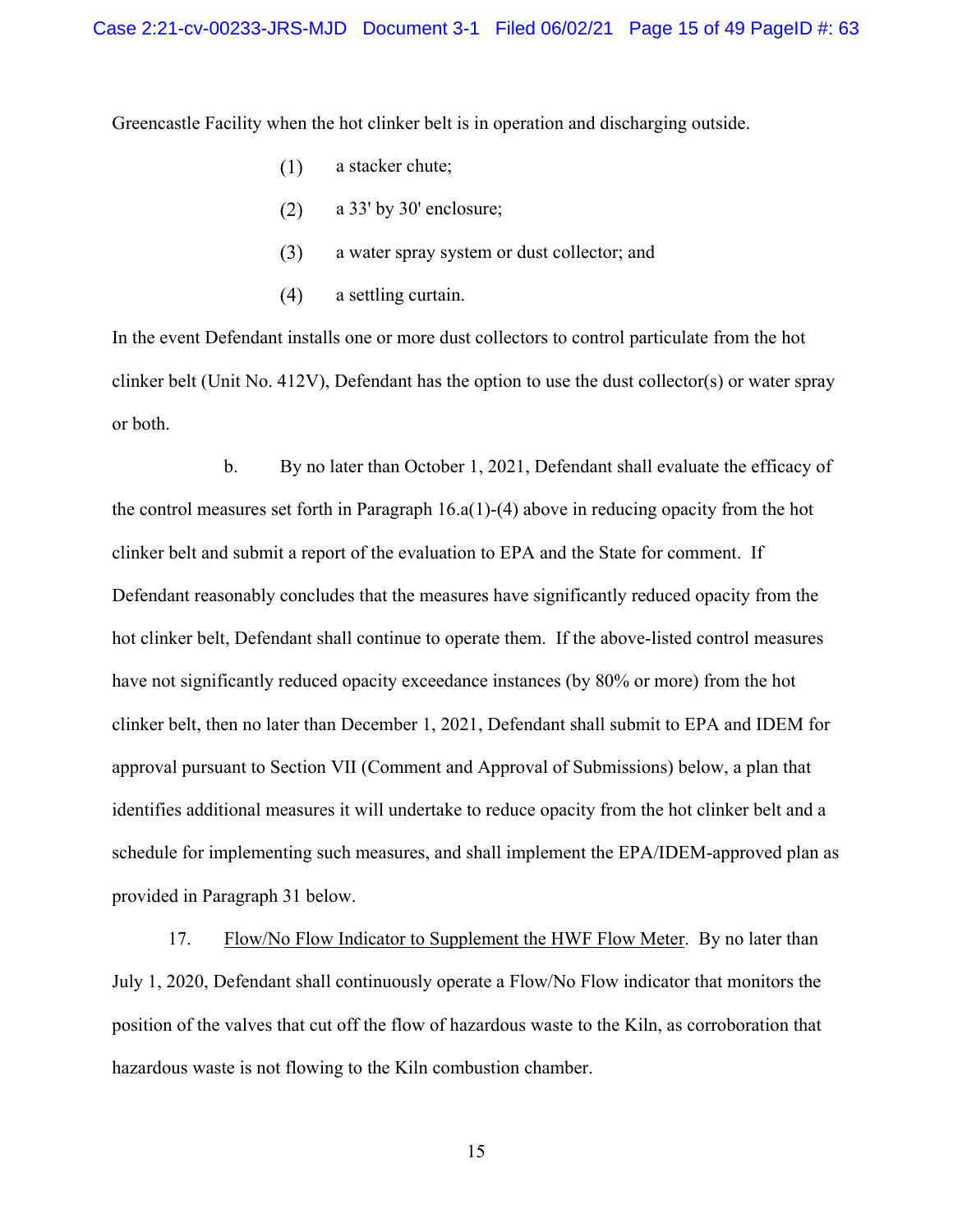Greencastle Facility when the hot clinker belt is in operation and discharging outside.

(1) a stacker chute;

(2) a 33' by 30' enclosure;

(3) a water spray system or dust collector; and

(4) a settling curtain.

In the event Defendant installs one or more dust collectors to control particulate from the hot clinker belt (Unit No. 412V), Defendant has the option to use the dust collector(s) or water spray or both.

b. By no later than October 1, 2021, Defendant shall evaluate the efficacy of the control measures set forth in Paragraph 16.a(1)-(4) above in reducing opacity from the hot clinker belt and submit a report of the evaluation to EPA and the State for comment. If Defendant reasonably concludes that the measures have significantly reduced opacity from the hot clinker belt, Defendant shall continue to operate them. If the above-listed control measures have not significantly reduced opacity exceedance instances (by 80% or more) from the hot clinker belt, then no later than December 1, 2021, Defendant shall submit to EPA and IDEM for approval pursuant to Section VII (Comment and Approval of Submissions) below, a plan that identifies additional measures it will undertake to reduce opacity from the hot clinker belt and a schedule for implementing such measures, and shall implement the EPA/IDEM-approved plan as provided in Paragraph 31 below.

17. <u>Flow/No Flow Indicator to Supplement the HWF Flow Meter</u>. By no later than July 1, 2020, Defendant shall continuously operate a Flow/No Flow indicator that monitors the position of the valves that cut off the flow of hazardous waste to the Kiln, as corroboration that hazardous waste is not flowing to the Kiln combustion chamber.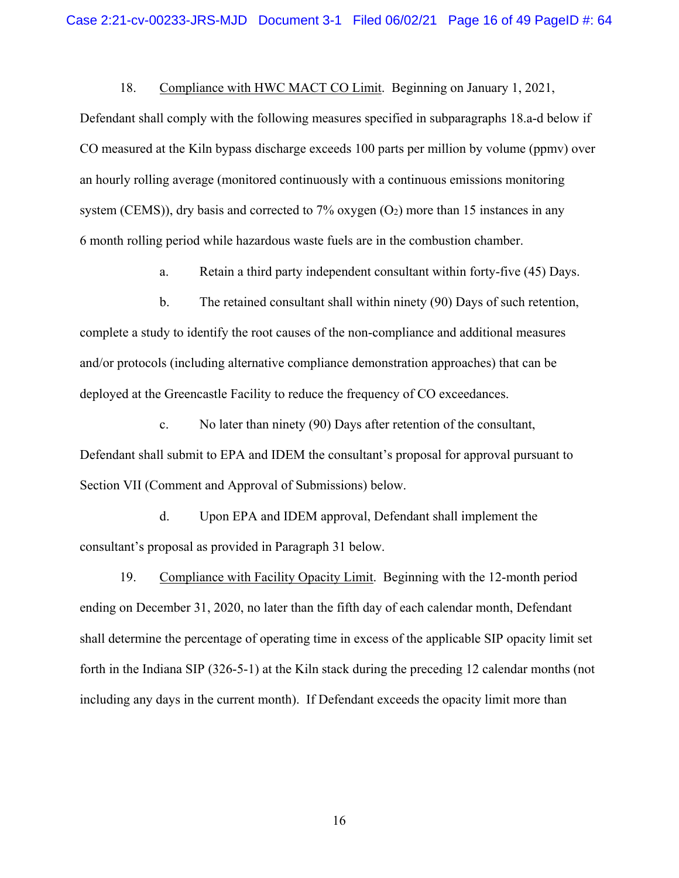18. Compliance with HWC MACT CO Limit. Beginning on January 1, 2021, Defendant shall comply with the following measures specified in subparagraphs 18.a-d below if CO measured at the Kiln bypass discharge exceeds 100 parts per million by volume (ppmv) over an hourly rolling average (monitored continuously with a continuous emissions monitoring system (CEMS)), dry basis and corrected to 7% oxygen ($O_2$) more than 15 instances in any 6 month rolling period while hazardous waste fuels are in the combustion chamber.

a. Retain a third party independent consultant within forty-five (45) Days.

b. The retained consultant shall within ninety (90) Days of such retention, complete a study to identify the root causes of the non-compliance and additional measures and/or protocols (including alternative compliance demonstration approaches) that can be deployed at the Greencastle Facility to reduce the frequency of CO exceedances.

c. No later than ninety (90) Days after retention of the consultant, Defendant shall submit to EPA and IDEM the consultant's proposal for approval pursuant to Section VII (Comment and Approval of Submissions) below.

d. Upon EPA and IDEM approval, Defendant shall implement the consultant's proposal as provided in Paragraph 31 below.

19. Compliance with Facility Opacity Limit. Beginning with the 12-month period ending on December 31, 2020, no later than the fifth day of each calendar month, Defendant shall determine the percentage of operating time in excess of the applicable SIP opacity limit set forth in the Indiana SIP (326-5-1) at the Kiln stack during the preceding 12 calendar months (not including any days in the current month). If Defendant exceeds the opacity limit more than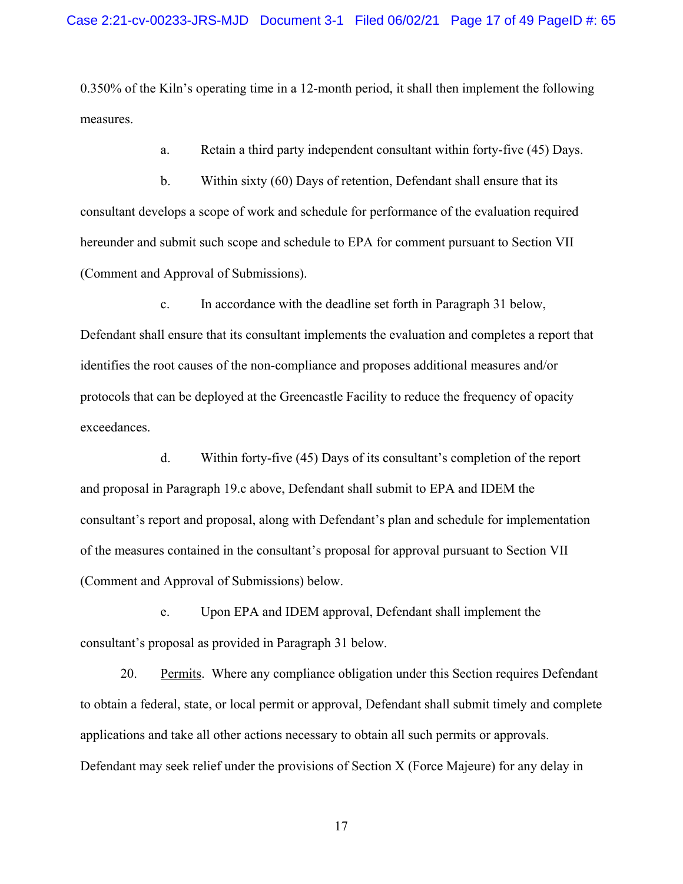0.350% of the Kiln's operating time in a 12-month period, it shall then implement the following measures.

a. Retain a third party independent consultant within forty-five (45) Days.

b. Within sixty (60) Days of retention, Defendant shall ensure that its consultant develops a scope of work and schedule for performance of the evaluation required hereunder and submit such scope and schedule to EPA for comment pursuant to Section VII (Comment and Approval of Submissions).

c. In accordance with the deadline set forth in Paragraph 31 below, Defendant shall ensure that its consultant implements the evaluation and completes a report that identifies the root causes of the non-compliance and proposes additional measures and/or protocols that can be deployed at the Greencastle Facility to reduce the frequency of opacity exceedances.

d. Within forty-five (45) Days of its consultant's completion of the report and proposal in Paragraph 19.c above, Defendant shall submit to EPA and IDEM the consultant's report and proposal, along with Defendant's plan and schedule for implementation of the measures contained in the consultant's proposal for approval pursuant to Section VII (Comment and Approval of Submissions) below.

e. Upon EPA and IDEM approval, Defendant shall implement the consultant's proposal as provided in Paragraph 31 below.

20. Permits. Where any compliance obligation under this Section requires Defendant to obtain a federal, state, or local permit or approval, Defendant shall submit timely and complete applications and take all other actions necessary to obtain all such permits or approvals. Defendant may seek relief under the provisions of Section X (Force Majeure) for any delay in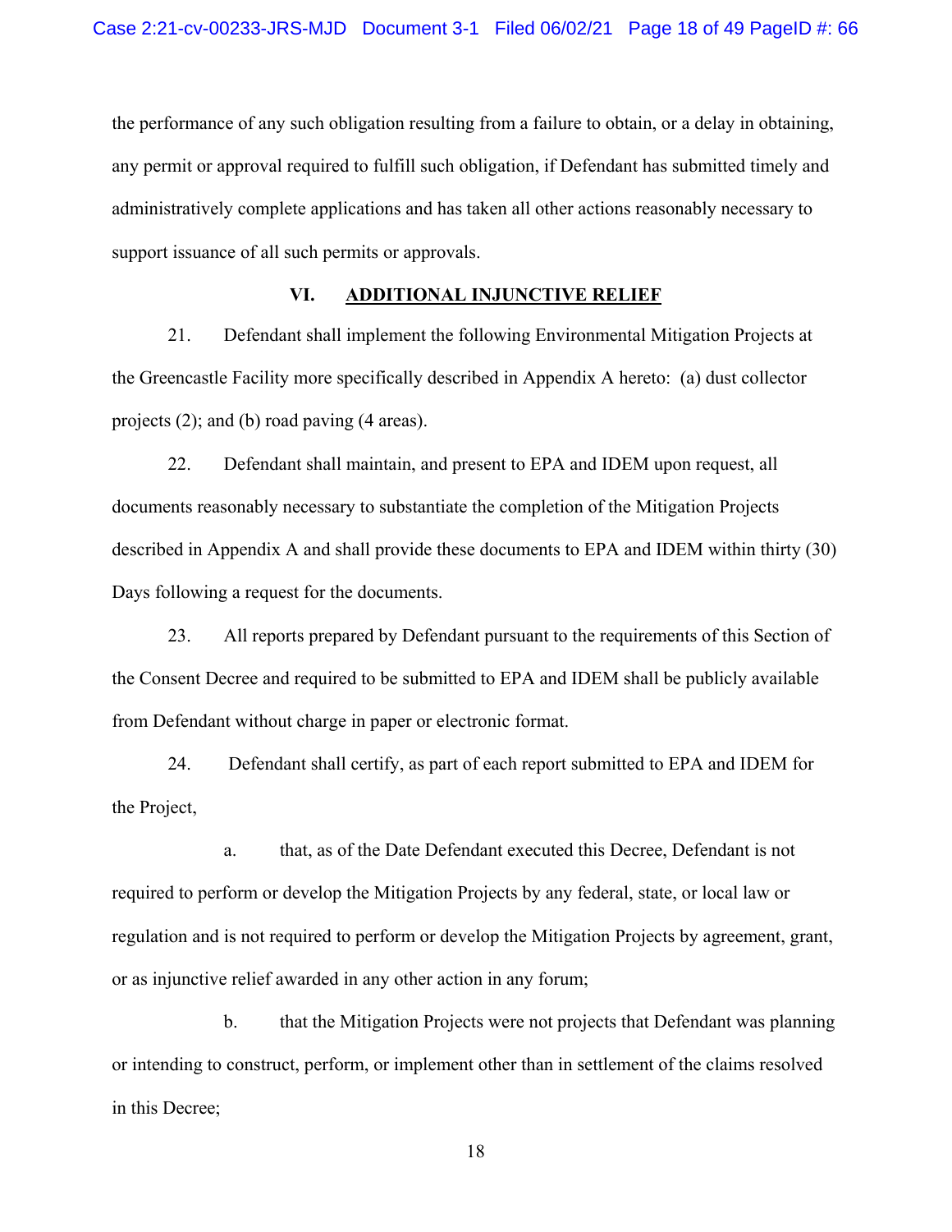the performance of any such obligation resulting from a failure to obtain, or a delay in obtaining, any permit or approval required to fulfill such obligation, if Defendant has submitted timely and administratively complete applications and has taken all other actions reasonably necessary to support issuance of all such permits or approvals.

## VI. ADDITIONAL INJUNCTIVE RELIEF

21. Defendant shall implement the following Environmental Mitigation Projects at the Greencastle Facility more specifically described in Appendix A hereto: (a) dust collector projects (2); and (b) road paving (4 areas).

22. Defendant shall maintain, and present to EPA and IDEM upon request, all documents reasonably necessary to substantiate the completion of the Mitigation Projects described in Appendix A and shall provide these documents to EPA and IDEM within thirty (30) Days following a request for the documents.

23. All reports prepared by Defendant pursuant to the requirements of this Section of the Consent Decree and required to be submitted to EPA and IDEM shall be publicly available from Defendant without charge in paper or electronic format.

24. Defendant shall certify, as part of each report submitted to EPA and IDEM for the Project,

a. that, as of the Date Defendant executed this Decree, Defendant is not required to perform or develop the Mitigation Projects by any federal, state, or local law or regulation and is not required to perform or develop the Mitigation Projects by agreement, grant, or as injunctive relief awarded in any other action in any forum;

b. that the Mitigation Projects were not projects that Defendant was planning or intending to construct, perform, or implement other than in settlement of the claims resolved in this Decree;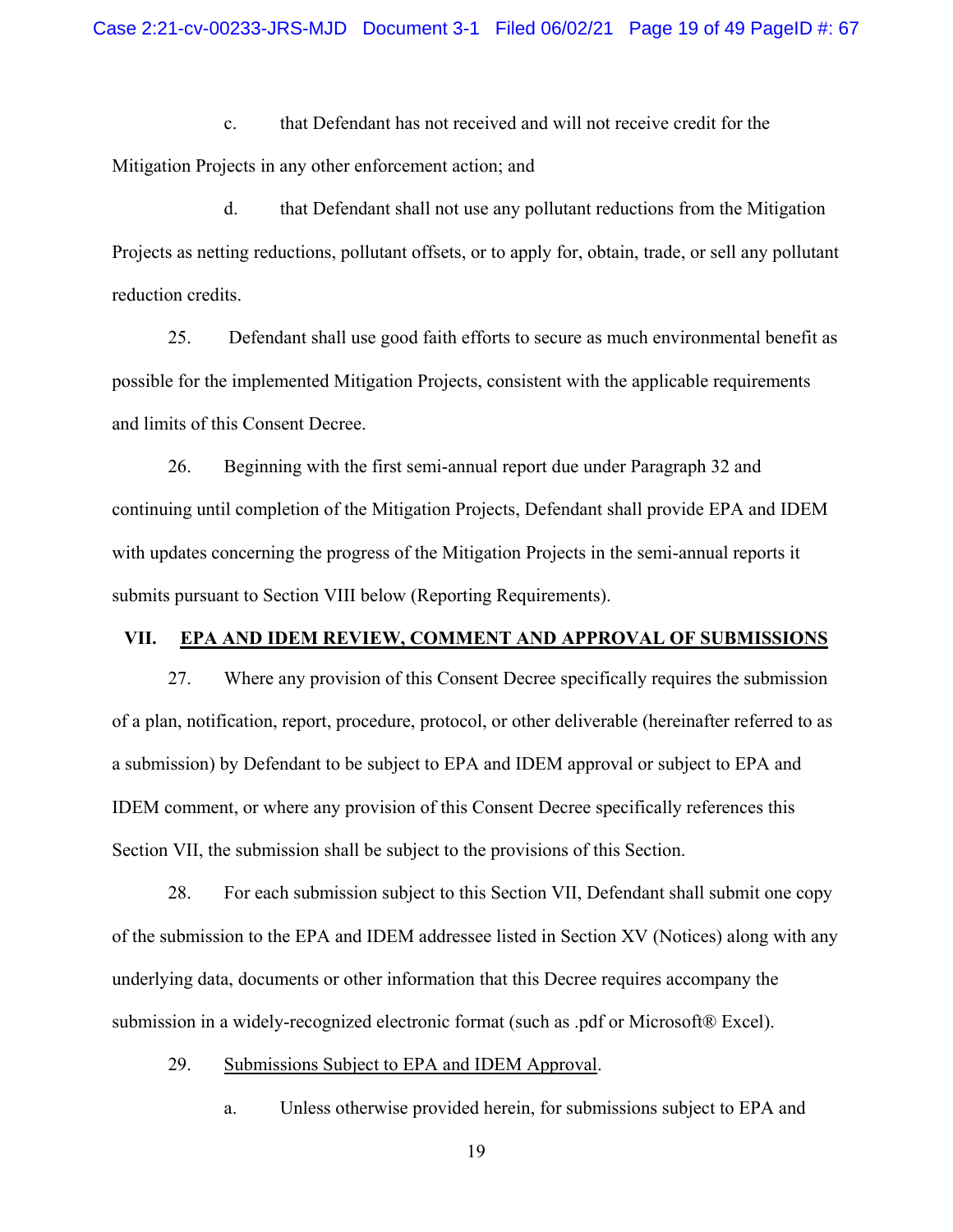c. that Defendant has not received and will not receive credit for the Mitigation Projects in any other enforcement action; and

d. that Defendant shall not use any pollutant reductions from the Mitigation Projects as netting reductions, pollutant offsets, or to apply for, obtain, trade, or sell any pollutant reduction credits.

25. Defendant shall use good faith efforts to secure as much environmental benefit as possible for the implemented Mitigation Projects, consistent with the applicable requirements and limits of this Consent Decree.

26. Beginning with the first semi-annual report due under Paragraph 32 and continuing until completion of the Mitigation Projects, Defendant shall provide EPA and IDEM with updates concerning the progress of the Mitigation Projects in the semi-annual reports it submits pursuant to Section VIII below (Reporting Requirements).

## VII. EPA AND IDEM REVIEW, COMMENT AND APPROVAL OF SUBMISSIONS

27. Where any provision of this Consent Decree specifically requires the submission of a plan, notification, report, procedure, protocol, or other deliverable (hereinafter referred to as a submission) by Defendant to be subject to EPA and IDEM approval or subject to EPA and IDEM comment, or where any provision of this Consent Decree specifically references this Section VII, the submission shall be subject to the provisions of this Section.

28. For each submission subject to this Section VII, Defendant shall submit one copy of the submission to the EPA and IDEM addressee listed in Section XV (Notices) along with any underlying data, documents or other information that this Decree requires accompany the submission in a widely-recognized electronic format (such as .pdf or Microsoft® Excel).

29. Submissions Subject to EPA and IDEM Approval.

a. Unless otherwise provided herein, for submissions subject to EPA and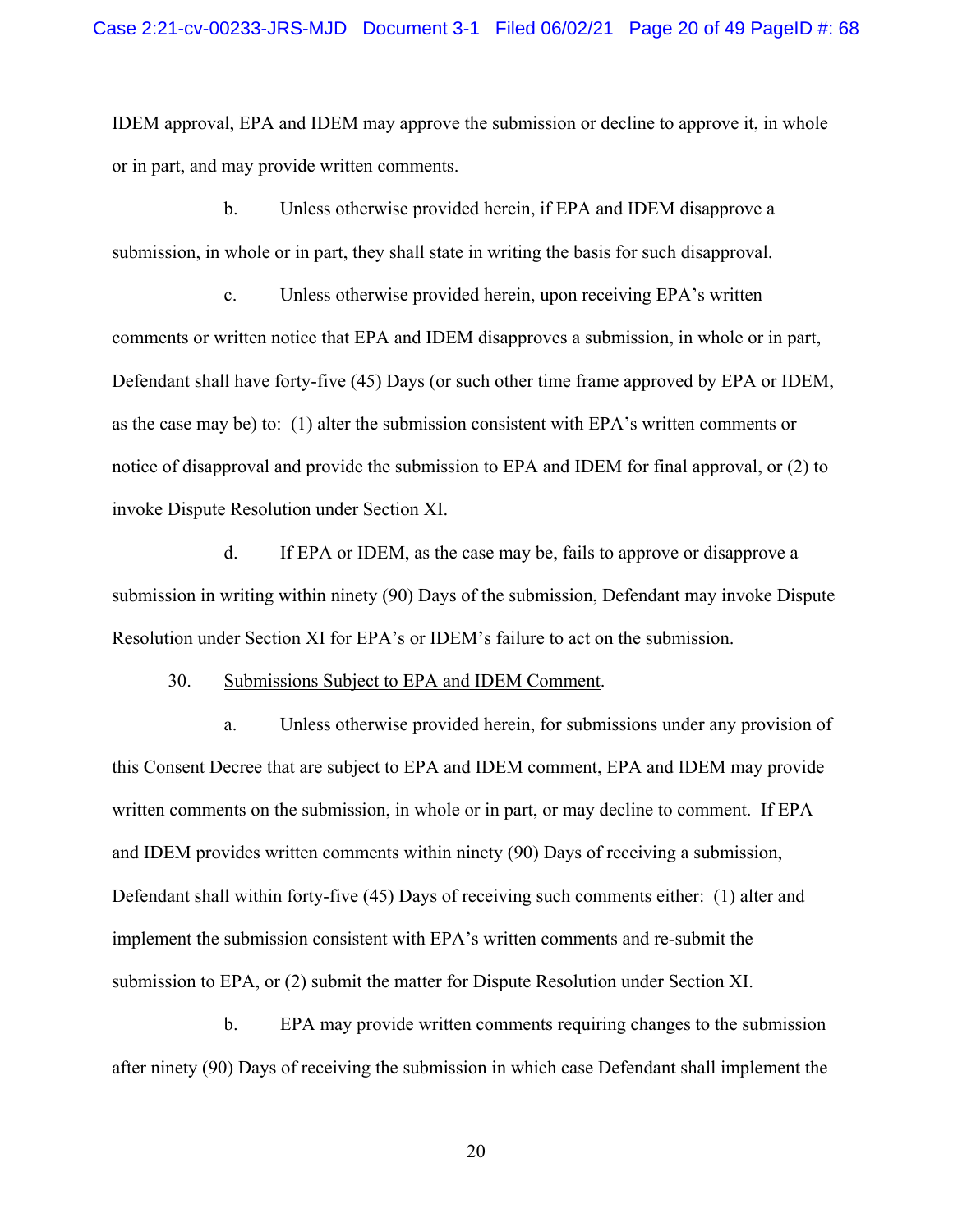IDEM approval, EPA and IDEM may approve the submission or decline to approve it, in whole or in part, and may provide written comments.

b. Unless otherwise provided herein, if EPA and IDEM disapprove a submission, in whole or in part, they shall state in writing the basis for such disapproval.

c. Unless otherwise provided herein, upon receiving EPA's written comments or written notice that EPA and IDEM disapproves a submission, in whole or in part, Defendant shall have forty-five (45) Days (or such other time frame approved by EPA or IDEM, as the case may be) to: (1) alter the submission consistent with EPA's written comments or notice of disapproval and provide the submission to EPA and IDEM for final approval, or (2) to invoke Dispute Resolution under Section XI.

d. If EPA or IDEM, as the case may be, fails to approve or disapprove a submission in writing within ninety (90) Days of the submission, Defendant may invoke Dispute Resolution under Section XI for EPA's or IDEM's failure to act on the submission.

30. Submissions Subject to EPA and IDEM Comment.

a. Unless otherwise provided herein, for submissions under any provision of this Consent Decree that are subject to EPA and IDEM comment, EPA and IDEM may provide written comments on the submission, in whole or in part, or may decline to comment. If EPA and IDEM provides written comments within ninety (90) Days of receiving a submission, Defendant shall within forty-five (45) Days of receiving such comments either: (1) alter and implement the submission consistent with EPA's written comments and re-submit the submission to EPA, or (2) submit the matter for Dispute Resolution under Section XI.

b. EPA may provide written comments requiring changes to the submission after ninety (90) Days of receiving the submission in which case Defendant shall implement the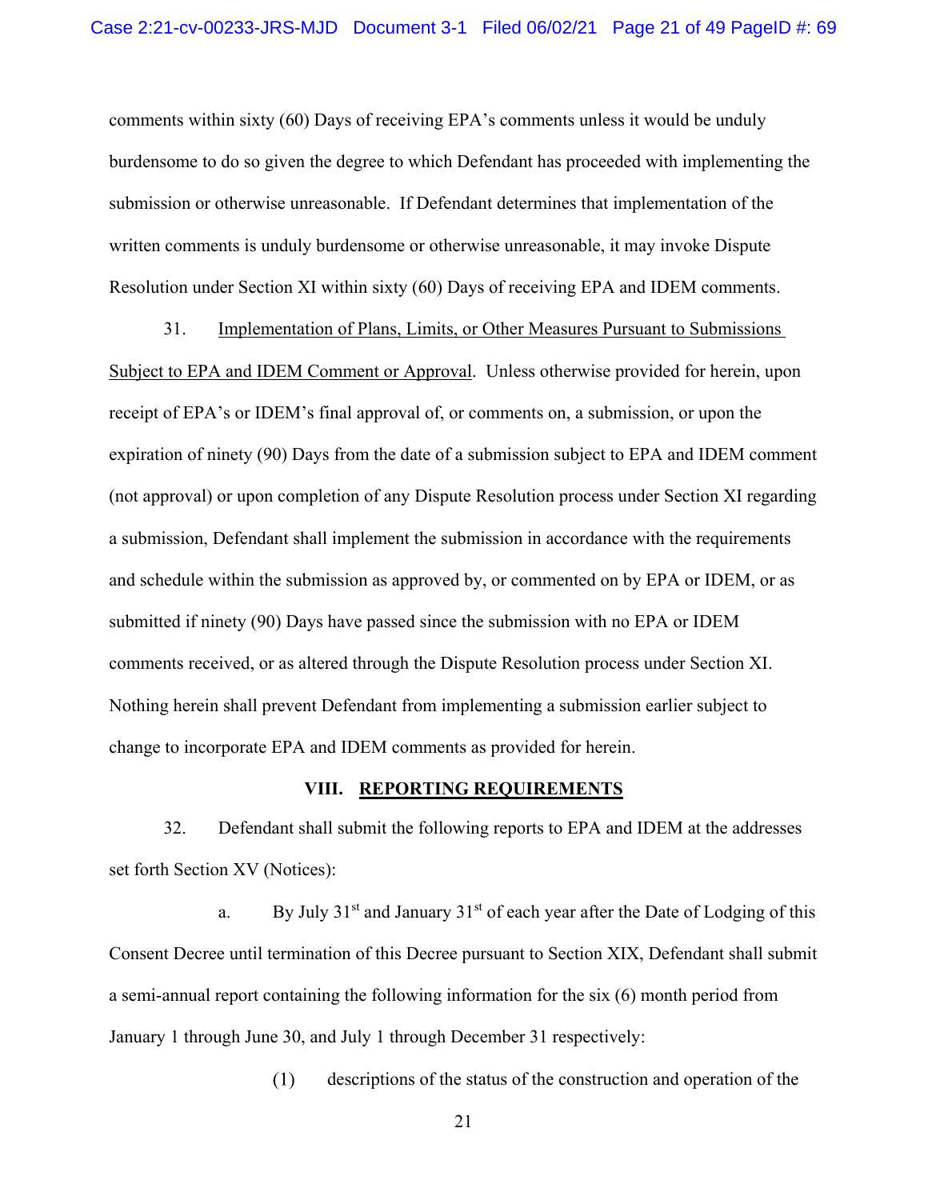comments within sixty (60) Days of receiving EPA's comments unless it would be unduly burdensome to do so given the degree to which Defendant has proceeded with implementing the submission or otherwise unreasonable. If Defendant determines that implementation of the written comments is unduly burdensome or otherwise unreasonable, it may invoke Dispute Resolution under Section XI within sixty (60) Days of receiving EPA and IDEM comments.

31. Implementation of Plans, Limits, or Other Measures Pursuant to Submissions Subject to EPA and IDEM Comment or Approval. Unless otherwise provided for herein, upon receipt of EPA's or IDEM's final approval of, or comments on, a submission, or upon the expiration of ninety (90) Days from the date of a submission subject to EPA and IDEM comment (not approval) or upon completion of any Dispute Resolution process under Section XI regarding a submission, Defendant shall implement the submission in accordance with the requirements and schedule within the submission as approved by, or commented on by EPA or IDEM, or as submitted if ninety (90) Days have passed since the submission with no EPA or IDEM comments received, or as altered through the Dispute Resolution process under Section XI. Nothing herein shall prevent Defendant from implementing a submission earlier subject to change to incorporate EPA and IDEM comments as provided for herein.

## VIII. REPORTING REQUIREMENTS

32. Defendant shall submit the following reports to EPA and IDEM at the addresses set forth Section XV (Notices):

a. By July 31st and January 31st of each year after the Date of Lodging of this Consent Decree until termination of this Decree pursuant to Section XIX, Defendant shall submit a semi-annual report containing the following information for the six (6) month period from January 1 through June 30, and July 1 through December 31 respectively:

(1) descriptions of the status of the construction and operation of the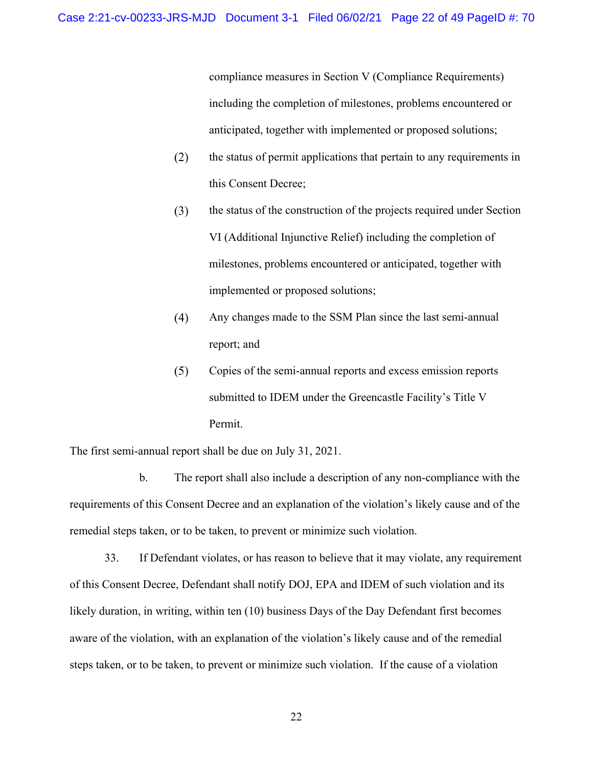compliance measures in Section V (Compliance Requirements) including the completion of milestones, problems encountered or anticipated, together with implemented or proposed solutions;

(2) the status of permit applications that pertain to any requirements in this Consent Decree;

(3) the status of the construction of the projects required under Section VI (Additional Injunctive Relief) including the completion of milestones, problems encountered or anticipated, together with implemented or proposed solutions;

(4) Any changes made to the SSM Plan since the last semi-annual report; and

(5) Copies of the semi-annual reports and excess emission reports submitted to IDEM under the Greencastle Facility's Title V Permit.

The first semi-annual report shall be due on July 31, 2021.

b. The report shall also include a description of any non-compliance with the requirements of this Consent Decree and an explanation of the violation's likely cause and of the remedial steps taken, or to be taken, to prevent or minimize such violation.

33. If Defendant violates, or has reason to believe that it may violate, any requirement of this Consent Decree, Defendant shall notify DOJ, EPA and IDEM of such violation and its likely duration, in writing, within ten (10) business Days of the Day Defendant first becomes aware of the violation, with an explanation of the violation's likely cause and of the remedial steps taken, or to be taken, to prevent or minimize such violation. If the cause of a violation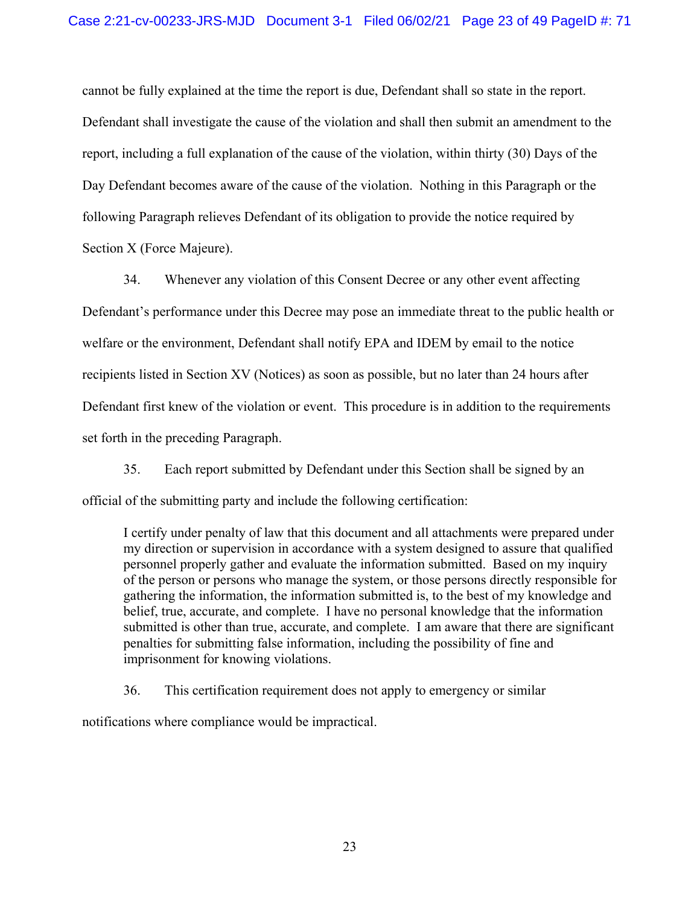cannot be fully explained at the time the report is due, Defendant shall so state in the report. Defendant shall investigate the cause of the violation and shall then submit an amendment to the report, including a full explanation of the cause of the violation, within thirty (30) Days of the Day Defendant becomes aware of the cause of the violation. Nothing in this Paragraph or the following Paragraph relieves Defendant of its obligation to provide the notice required by Section X (Force Majeure).

34. Whenever any violation of this Consent Decree or any other event affecting Defendant's performance under this Decree may pose an immediate threat to the public health or welfare or the environment, Defendant shall notify EPA and IDEM by email to the notice recipients listed in Section XV (Notices) as soon as possible, but no later than 24 hours after Defendant first knew of the violation or event. This procedure is in addition to the requirements set forth in the preceding Paragraph.

35. Each report submitted by Defendant under this Section shall be signed by an official of the submitting party and include the following certification:

> I certify under penalty of law that this document and all attachments were prepared under my direction or supervision in accordance with a system designed to assure that qualified personnel properly gather and evaluate the information submitted. Based on my inquiry of the person or persons who manage the system, or those persons directly responsible for gathering the information, the information submitted is, to the best of my knowledge and belief, true, accurate, and complete. I have no personal knowledge that the information submitted is other than true, accurate, and complete. I am aware that there are significant penalties for submitting false information, including the possibility of fine and imprisonment for knowing violations.

36. This certification requirement does not apply to emergency or similar notifications where compliance would be impractical.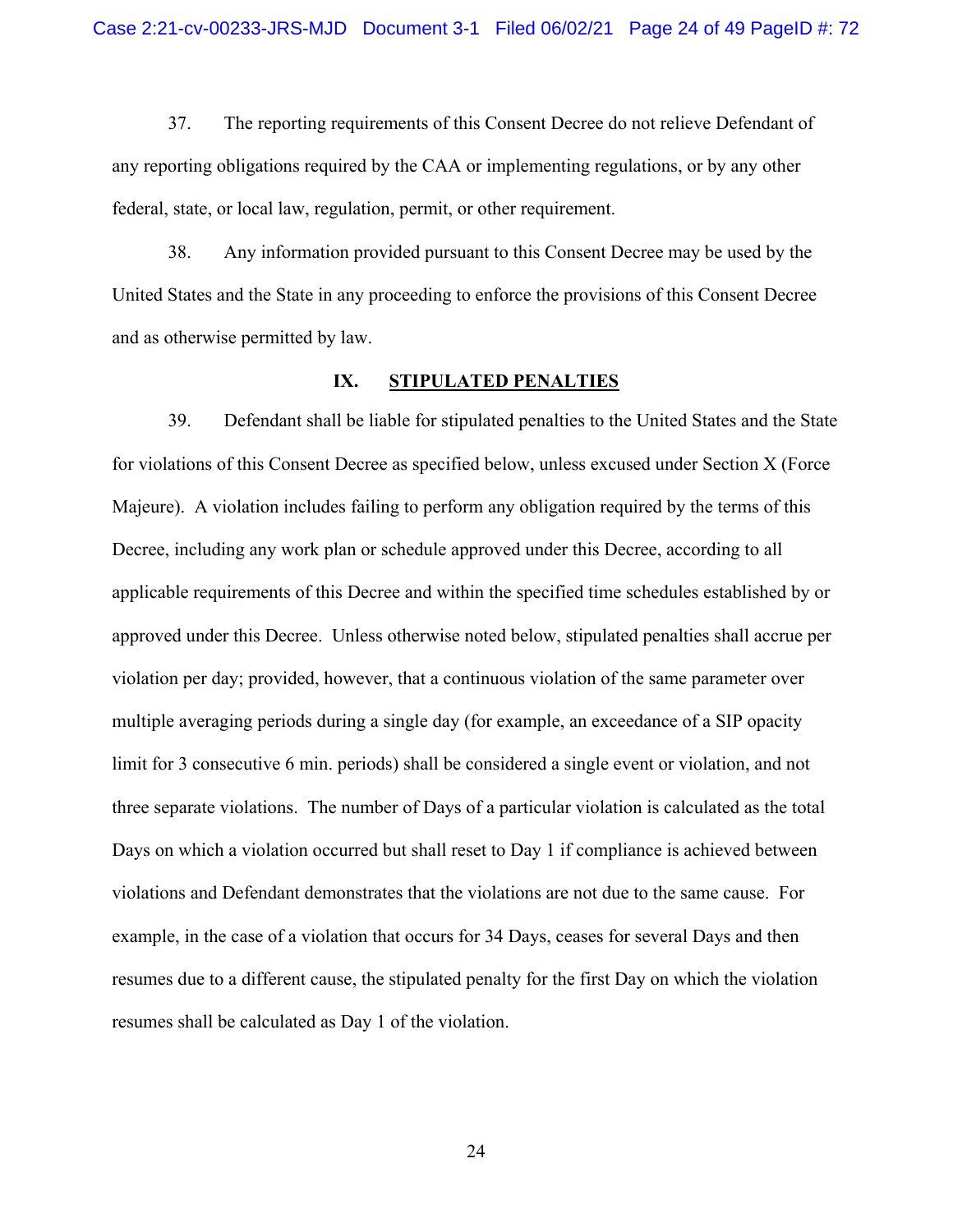37. The reporting requirements of this Consent Decree do not relieve Defendant of any reporting obligations required by the CAA or implementing regulations, or by any other federal, state, or local law, regulation, permit, or other requirement.

38. Any information provided pursuant to this Consent Decree may be used by the United States and the State in any proceeding to enforce the provisions of this Consent Decree and as otherwise permitted by law.

## IX. STIPULATED PENALTIES

39. Defendant shall be liable for stipulated penalties to the United States and the State for violations of this Consent Decree as specified below, unless excused under Section X (Force Majeure). A violation includes failing to perform any obligation required by the terms of this Decree, including any work plan or schedule approved under this Decree, according to all applicable requirements of this Decree and within the specified time schedules established by or approved under this Decree. Unless otherwise noted below, stipulated penalties shall accrue per violation per day; provided, however, that a continuous violation of the same parameter over multiple averaging periods during a single day (for example, an exceedance of a SIP opacity limit for 3 consecutive 6 min. periods) shall be considered a single event or violation, and not three separate violations. The number of Days of a particular violation is calculated as the total Days on which a violation occurred but shall reset to Day 1 if compliance is achieved between violations and Defendant demonstrates that the violations are not due to the same cause. For example, in the case of a violation that occurs for 34 Days, ceases for several Days and then resumes due to a different cause, the stipulated penalty for the first Day on which the violation resumes shall be calculated as Day 1 of the violation.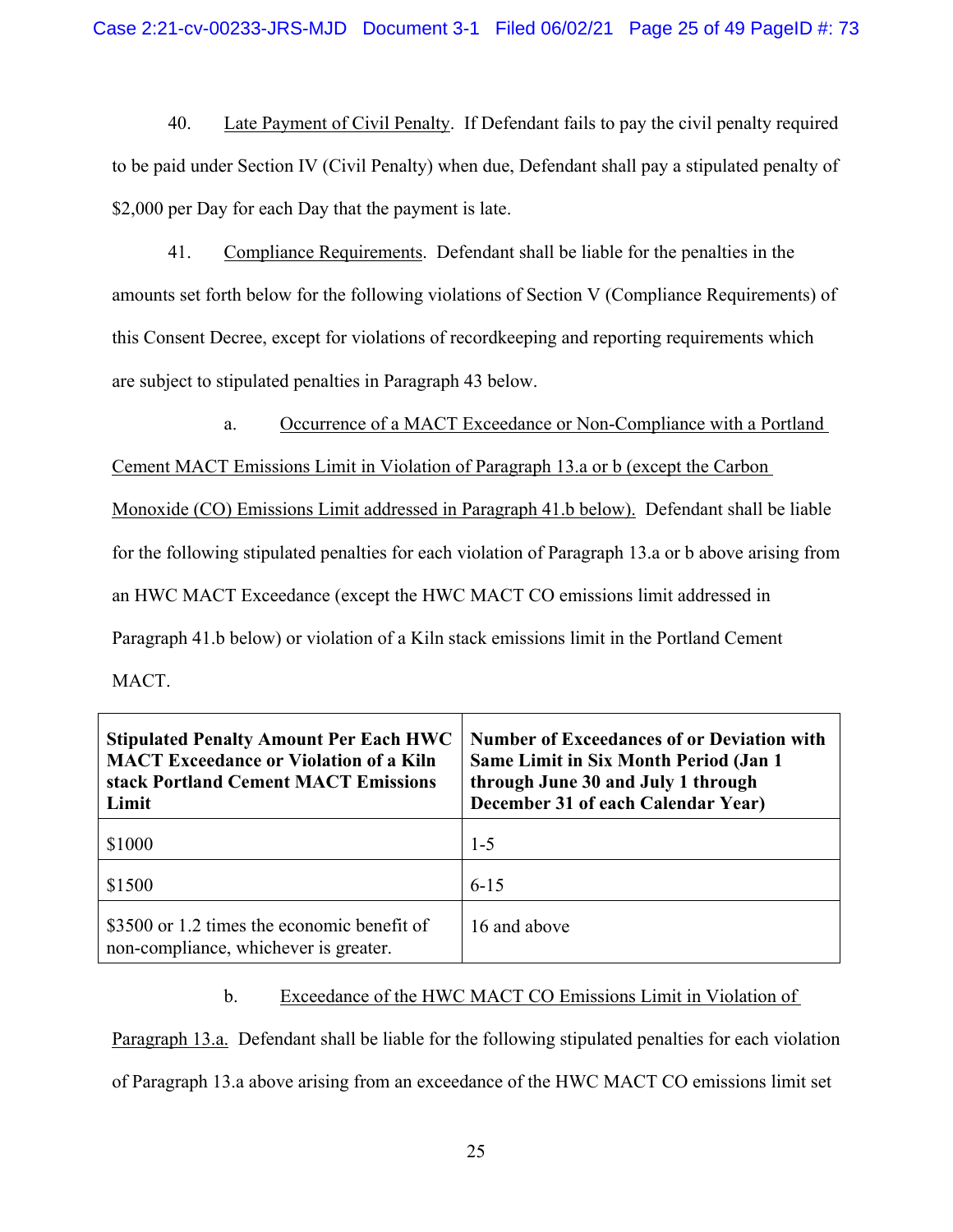40. Late Payment of Civil Penalty. If Defendant fails to pay the civil penalty required to be paid under Section IV (Civil Penalty) when due, Defendant shall pay a stipulated penalty of $2,000 per Day for each Day that the payment is late.

41. Compliance Requirements. Defendant shall be liable for the penalties in the amounts set forth below for the following violations of Section V (Compliance Requirements) of this Consent Decree, except for violations of recordkeeping and reporting requirements which are subject to stipulated penalties in Paragraph 43 below.

a. Occurrence of a MACT Exceedance or Non-Compliance with a Portland Cement MACT Emissions Limit in Violation of Paragraph 13.a or b (except the Carbon Monoxide (CO) Emissions Limit addressed in Paragraph 41.b below). Defendant shall be liable for the following stipulated penalties for each violation of Paragraph 13.a or b above arising from an HWC MACT Exceedance (except the HWC MACT CO emissions limit addressed in Paragraph 41.b below) or violation of a Kiln stack emissions limit in the Portland Cement MACT.

| **Stipulated Penalty Amount Per Each HWC MACT Exceedance or Violation of a Kiln stack Portland Cement MACT Emissions Limit** | **Number of Exceedances of or Deviation with Same Limit in Six Month Period (Jan 1 through June 30 and July 1 through December 31 of each Calendar Year)** |
|---|---|
| $1000 | 1-5 |
| $1500 | 6-15 |
| $3500 or 1.2 times the economic benefit of non-compliance, whichever is greater. | 16 and above |

b. Exceedance of the HWC MACT CO Emissions Limit in Violation of Paragraph 13.a. Defendant shall be liable for the following stipulated penalties for each violation of Paragraph 13.a above arising from an exceedance of the HWC MACT CO emissions limit set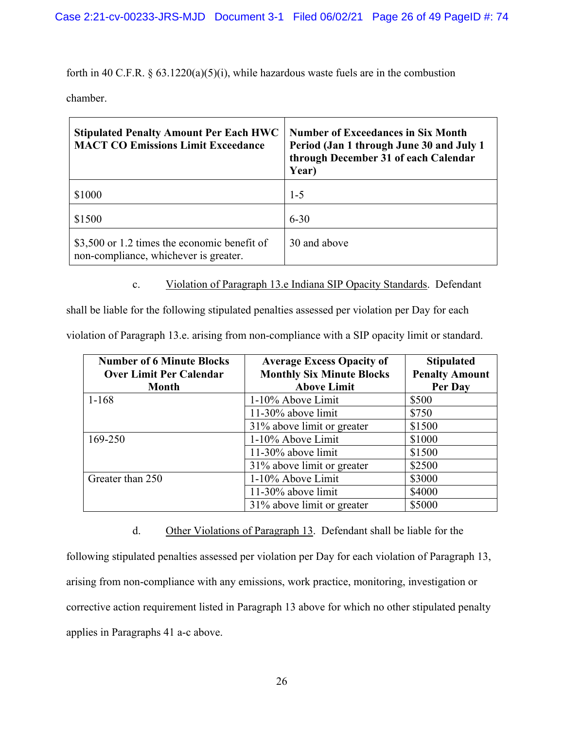forth in 40 C.F.R. § 63.1220(a)(5)(i), while hazardous waste fuels are in the combustion chamber.

| **Stipulated Penalty Amount Per Each HWC MACT CO Emissions Limit Exceedance** | **Number of Exceedances in Six Month Period (Jan 1 through June 30 and July 1 through December 31 of each Calendar Year)** |
|---|---|
| $1000 | 1-5 |
| $1500 | 6-30 |
| $3,500 or 1.2 times the economic benefit of non-compliance, whichever is greater. | 30 and above |

c. Violation of Paragraph 13.e Indiana SIP Opacity Standards. Defendant shall be liable for the following stipulated penalties assessed per violation per Day for each violation of Paragraph 13.e. arising from non-compliance with a SIP opacity limit or standard.

| **Number of 6 Minute Blocks Over Limit Per Calendar Month** | **Average Excess Opacity of Monthly Six Minute Blocks Above Limit** | **Stipulated Penalty Amount Per Day** |
|---|---|---|
| 1-168 | 1-10% Above Limit | $500 |
| | 11-30% above limit | $750 |
| | 31% above limit or greater | $1500 |
| 169-250 | 1-10% Above Limit | $1000 |
| | 11-30% above limit | $1500 |
| | 31% above limit or greater | $2500 |
| Greater than 250 | 1-10% Above Limit | $3000 |
| | 11-30% above limit | $4000 |
| | 31% above limit or greater | $5000 |

d. Other Violations of Paragraph 13. Defendant shall be liable for the following stipulated penalties assessed per violation per Day for each violation of Paragraph 13, arising from non-compliance with any emissions, work practice, monitoring, investigation or corrective action requirement listed in Paragraph 13 above for which no other stipulated penalty applies in Paragraphs 41 a-c above.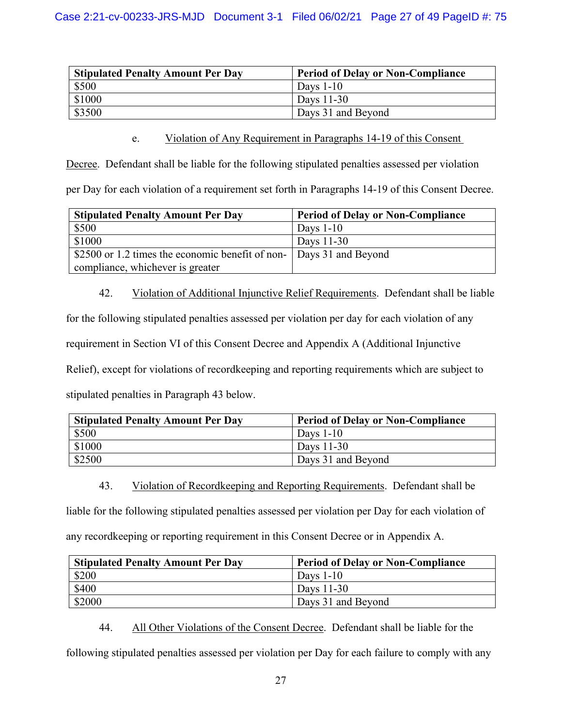| Stipulated Penalty Amount Per Day | Period of Delay or Non-Compliance |
|---|---|
| $500 | Days 1-10 |
| $1000 | Days 11-30 |
| $3500 | Days 31 and Beyond |

e. Violation of Any Requirement in Paragraphs 14-19 of this Consent Decree. Defendant shall be liable for the following stipulated penalties assessed per violation per Day for each violation of a requirement set forth in Paragraphs 14-19 of this Consent Decree.

| Stipulated Penalty Amount Per Day | Period of Delay or Non-Compliance |
|---|---|
| $500 | Days 1-10 |
| $1000 | Days 11-30 |
| $2500 or 1.2 times the economic benefit of non-compliance, whichever is greater | Days 31 and Beyond |

42. Violation of Additional Injunctive Relief Requirements. Defendant shall be liable for the following stipulated penalties assessed per violation per day for each violation of any requirement in Section VI of this Consent Decree and Appendix A (Additional Injunctive Relief), except for violations of recordkeeping and reporting requirements which are subject to stipulated penalties in Paragraph 43 below.

| Stipulated Penalty Amount Per Day | Period of Delay or Non-Compliance |
|---|---|
| $500 | Days 1-10 |
| $1000 | Days 11-30 |
| $2500 | Days 31 and Beyond |

43. Violation of Recordkeeping and Reporting Requirements. Defendant shall be liable for the following stipulated penalties assessed per violation per Day for each violation of any recordkeeping or reporting requirement in this Consent Decree or in Appendix A.

| Stipulated Penalty Amount Per Day | Period of Delay or Non-Compliance |
|---|---|
| $200 | Days 1-10 |
| $400 | Days 11-30 |
| $2000 | Days 31 and Beyond |

44. All Other Violations of the Consent Decree. Defendant shall be liable for the following stipulated penalties assessed per violation per Day for each failure to comply with any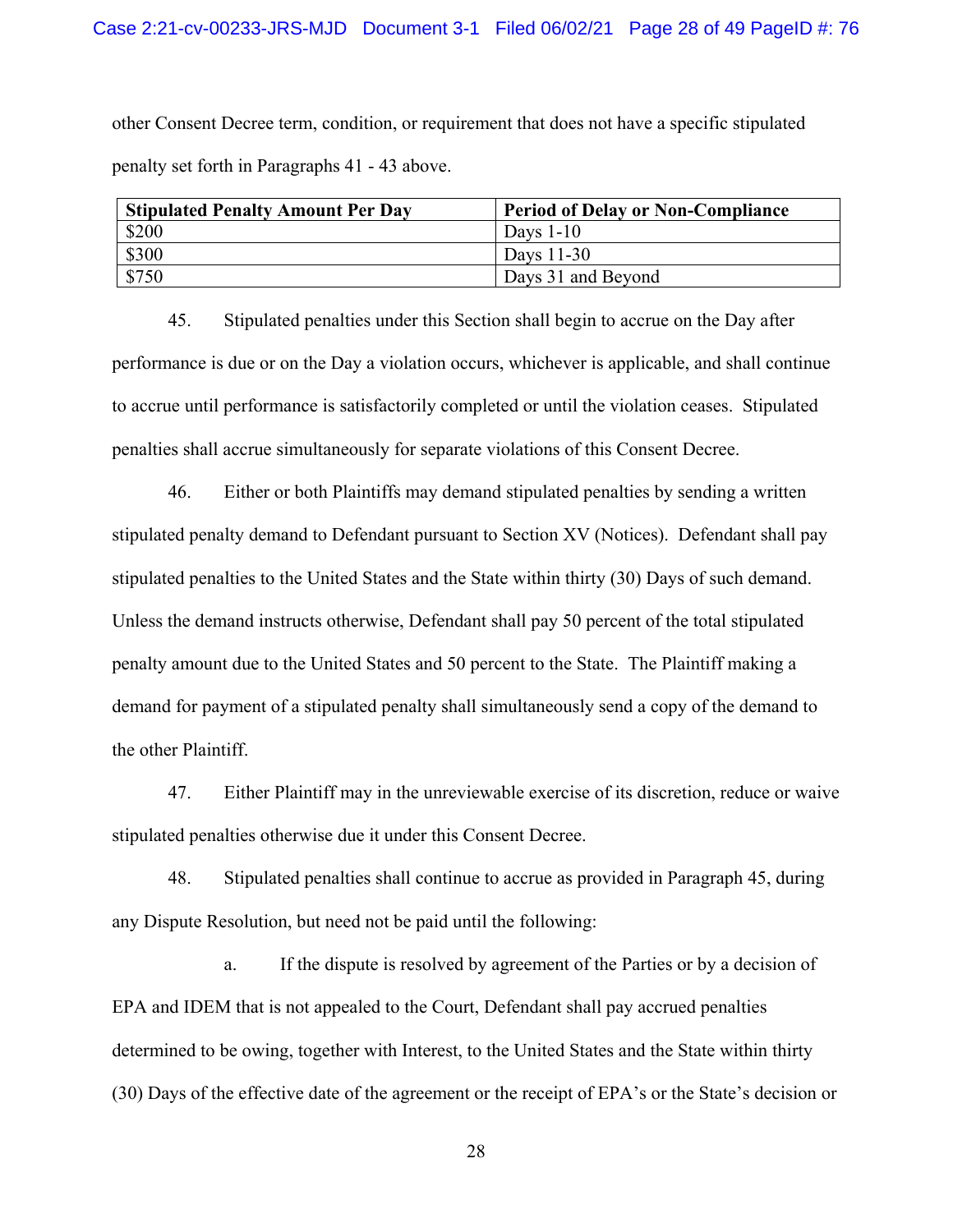other Consent Decree term, condition, or requirement that does not have a specific stipulated penalty set forth in Paragraphs 41 - 43 above.

| Stipulated Penalty Amount Per Day | Period of Delay or Non-Compliance |
|---|---|
| $200 | Days 1-10 |
| $300 | Days 11-30 |
| $750 | Days 31 and Beyond |

45. Stipulated penalties under this Section shall begin to accrue on the Day after performance is due or on the Day a violation occurs, whichever is applicable, and shall continue to accrue until performance is satisfactorily completed or until the violation ceases. Stipulated penalties shall accrue simultaneously for separate violations of this Consent Decree.

46. Either or both Plaintiffs may demand stipulated penalties by sending a written stipulated penalty demand to Defendant pursuant to Section XV (Notices). Defendant shall pay stipulated penalties to the United States and the State within thirty (30) Days of such demand. Unless the demand instructs otherwise, Defendant shall pay 50 percent of the total stipulated penalty amount due to the United States and 50 percent to the State. The Plaintiff making a demand for payment of a stipulated penalty shall simultaneously send a copy of the demand to the other Plaintiff.

47. Either Plaintiff may in the unreviewable exercise of its discretion, reduce or waive stipulated penalties otherwise due it under this Consent Decree.

48. Stipulated penalties shall continue to accrue as provided in Paragraph 45, during any Dispute Resolution, but need not be paid until the following:

a. If the dispute is resolved by agreement of the Parties or by a decision of EPA and IDEM that is not appealed to the Court, Defendant shall pay accrued penalties determined to be owing, together with Interest, to the United States and the State within thirty (30) Days of the effective date of the agreement or the receipt of EPA's or the State's decision or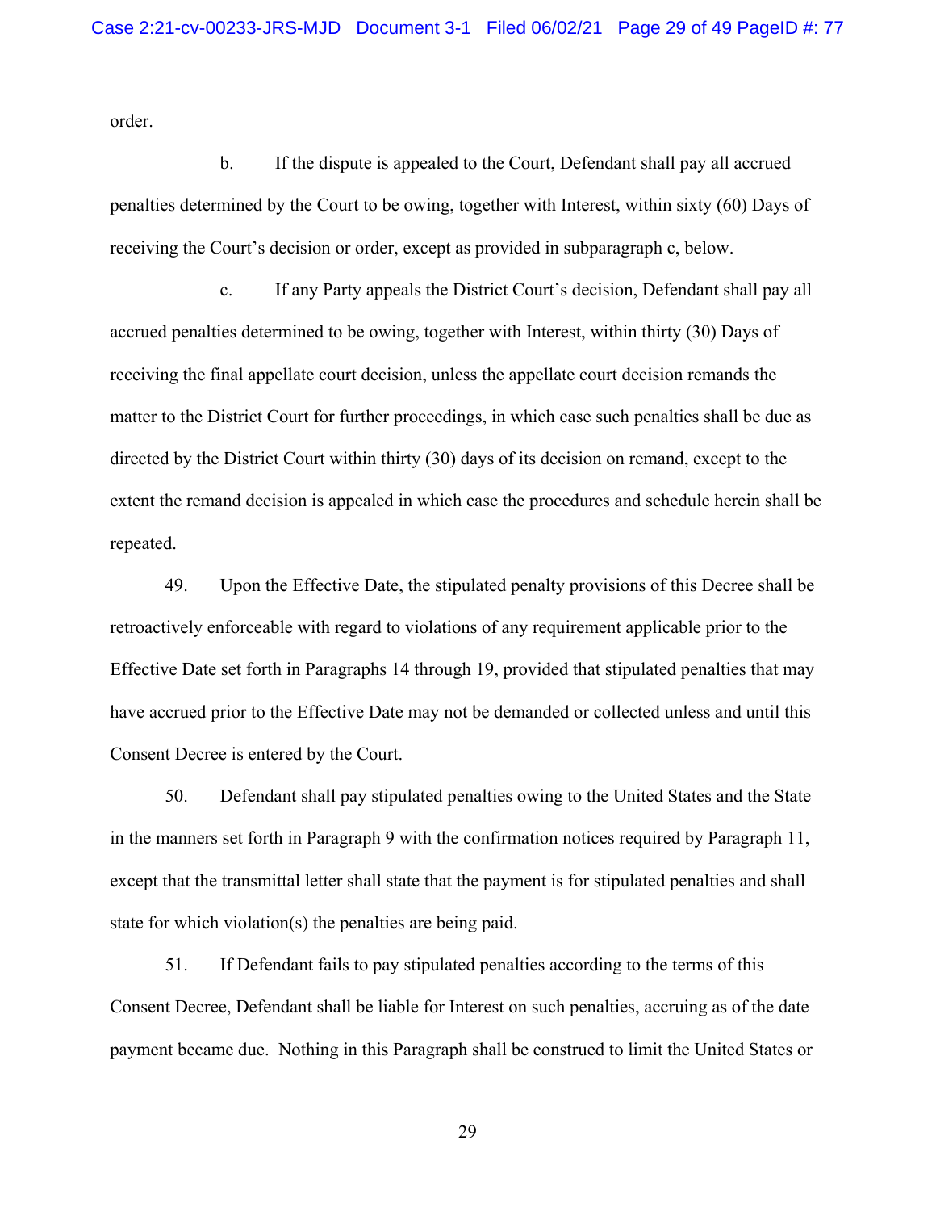order.

b. If the dispute is appealed to the Court, Defendant shall pay all accrued penalties determined by the Court to be owing, together with Interest, within sixty (60) Days of receiving the Court's decision or order, except as provided in subparagraph c, below.

c. If any Party appeals the District Court's decision, Defendant shall pay all accrued penalties determined to be owing, together with Interest, within thirty (30) Days of receiving the final appellate court decision, unless the appellate court decision remands the matter to the District Court for further proceedings, in which case such penalties shall be due as directed by the District Court within thirty (30) days of its decision on remand, except to the extent the remand decision is appealed in which case the procedures and schedule herein shall be repeated.

49. Upon the Effective Date, the stipulated penalty provisions of this Decree shall be retroactively enforceable with regard to violations of any requirement applicable prior to the Effective Date set forth in Paragraphs 14 through 19, provided that stipulated penalties that may have accrued prior to the Effective Date may not be demanded or collected unless and until this Consent Decree is entered by the Court.

50. Defendant shall pay stipulated penalties owing to the United States and the State in the manners set forth in Paragraph 9 with the confirmation notices required by Paragraph 11, except that the transmittal letter shall state that the payment is for stipulated penalties and shall state for which violation(s) the penalties are being paid.

51. If Defendant fails to pay stipulated penalties according to the terms of this Consent Decree, Defendant shall be liable for Interest on such penalties, accruing as of the date payment became due. Nothing in this Paragraph shall be construed to limit the United States or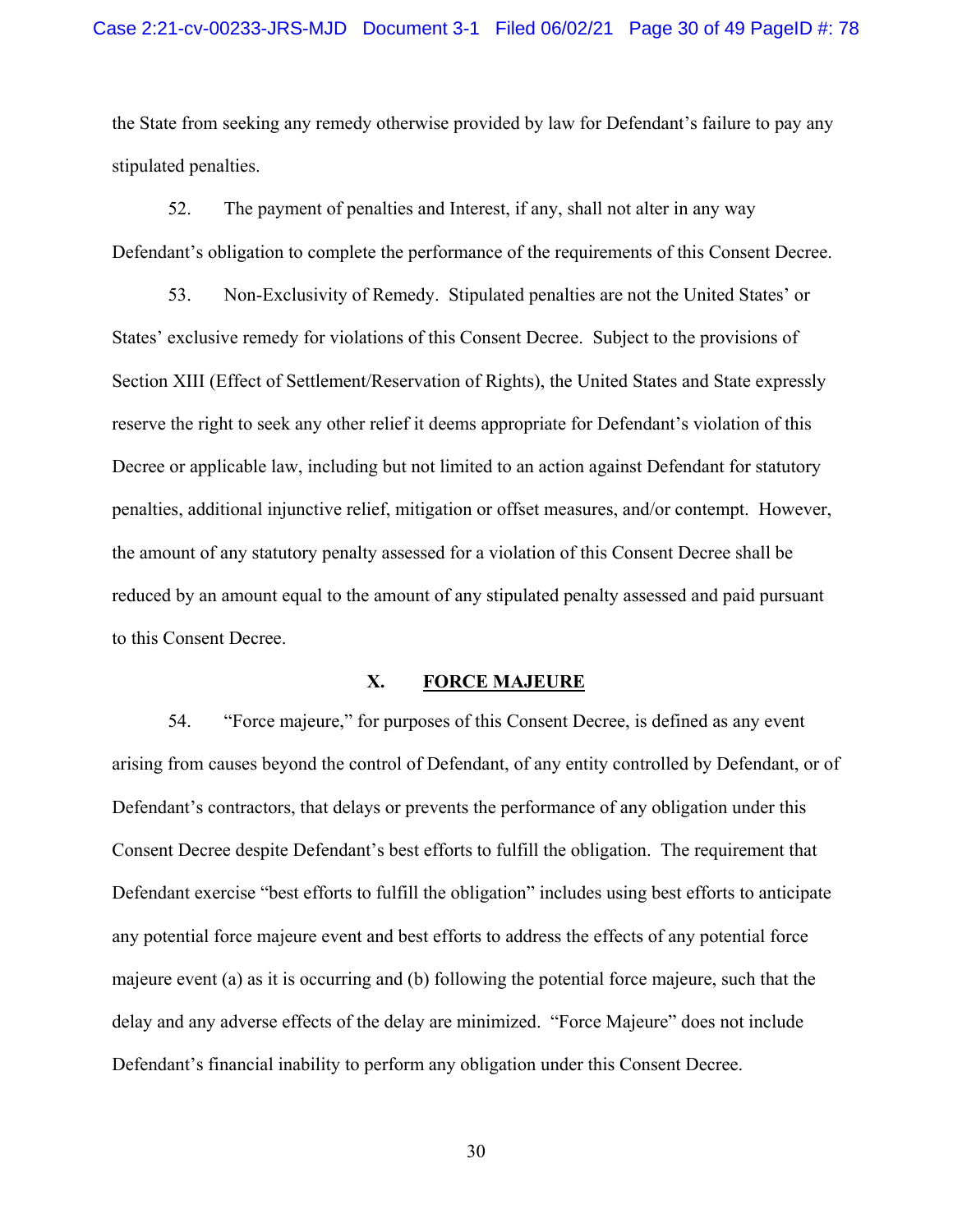the State from seeking any remedy otherwise provided by law for Defendant's failure to pay any stipulated penalties.

52. The payment of penalties and Interest, if any, shall not alter in any way Defendant's obligation to complete the performance of the requirements of this Consent Decree.

53. Non-Exclusivity of Remedy. Stipulated penalties are not the United States' or States' exclusive remedy for violations of this Consent Decree. Subject to the provisions of Section XIII (Effect of Settlement/Reservation of Rights), the United States and State expressly reserve the right to seek any other relief it deems appropriate for Defendant's violation of this Decree or applicable law, including but not limited to an action against Defendant for statutory penalties, additional injunctive relief, mitigation or offset measures, and/or contempt. However, the amount of any statutory penalty assessed for a violation of this Consent Decree shall be reduced by an amount equal to the amount of any stipulated penalty assessed and paid pursuant to this Consent Decree.

## X. FORCE MAJEURE

54. "Force majeure," for purposes of this Consent Decree, is defined as any event arising from causes beyond the control of Defendant, of any entity controlled by Defendant, or of Defendant's contractors, that delays or prevents the performance of any obligation under this Consent Decree despite Defendant's best efforts to fulfill the obligation. The requirement that Defendant exercise "best efforts to fulfill the obligation" includes using best efforts to anticipate any potential force majeure event and best efforts to address the effects of any potential force majeure event (a) as it is occurring and (b) following the potential force majeure, such that the delay and any adverse effects of the delay are minimized. "Force Majeure" does not include Defendant's financial inability to perform any obligation under this Consent Decree.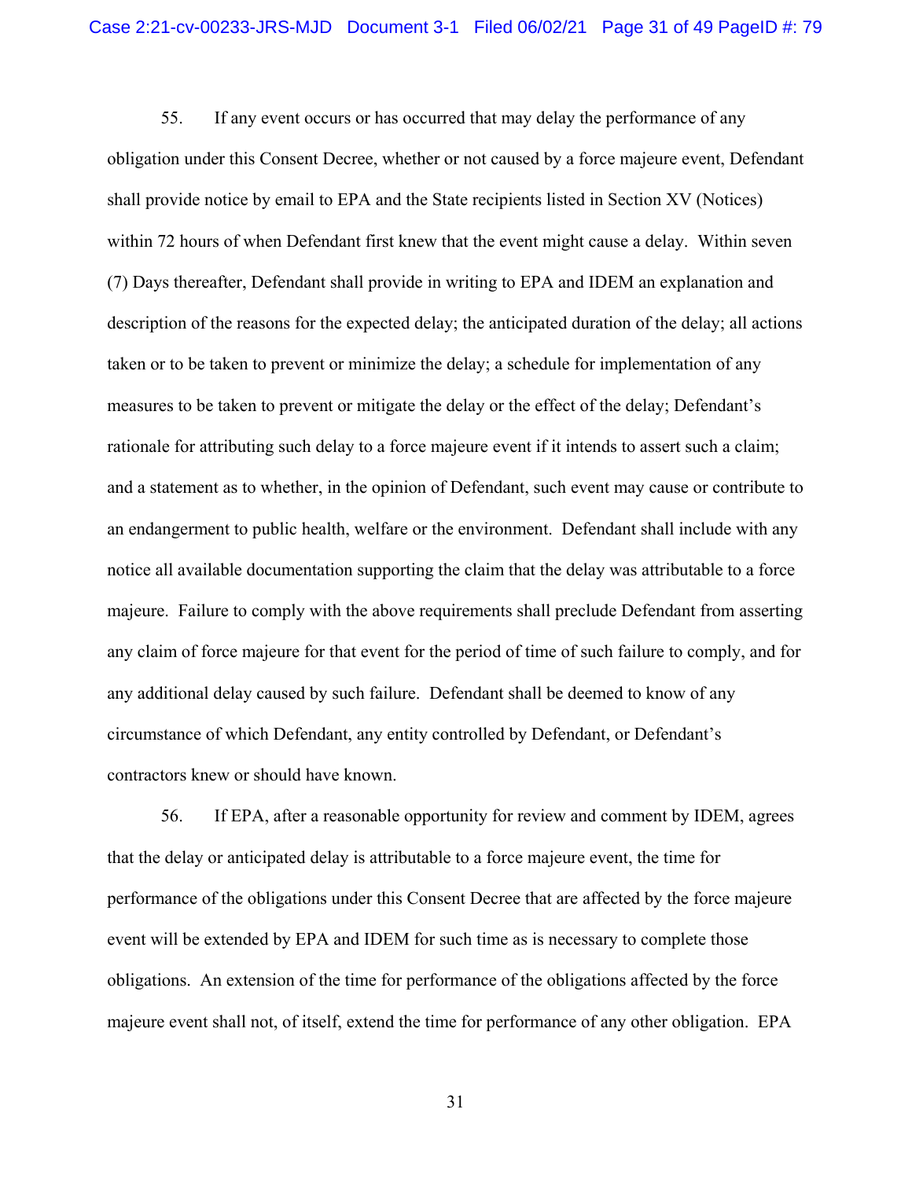55. If any event occurs or has occurred that may delay the performance of any obligation under this Consent Decree, whether or not caused by a force majeure event, Defendant shall provide notice by email to EPA and the State recipients listed in Section XV (Notices) within 72 hours of when Defendant first knew that the event might cause a delay. Within seven (7) Days thereafter, Defendant shall provide in writing to EPA and IDEM an explanation and description of the reasons for the expected delay; the anticipated duration of the delay; all actions taken or to be taken to prevent or minimize the delay; a schedule for implementation of any measures to be taken to prevent or mitigate the delay or the effect of the delay; Defendant's rationale for attributing such delay to a force majeure event if it intends to assert such a claim; and a statement as to whether, in the opinion of Defendant, such event may cause or contribute to an endangerment to public health, welfare or the environment. Defendant shall include with any notice all available documentation supporting the claim that the delay was attributable to a force majeure. Failure to comply with the above requirements shall preclude Defendant from asserting any claim of force majeure for that event for the period of time of such failure to comply, and for any additional delay caused by such failure. Defendant shall be deemed to know of any circumstance of which Defendant, any entity controlled by Defendant, or Defendant's contractors knew or should have known.

56. If EPA, after a reasonable opportunity for review and comment by IDEM, agrees that the delay or anticipated delay is attributable to a force majeure event, the time for performance of the obligations under this Consent Decree that are affected by the force majeure event will be extended by EPA and IDEM for such time as is necessary to complete those obligations. An extension of the time for performance of the obligations affected by the force majeure event shall not, of itself, extend the time for performance of any other obligation. EPA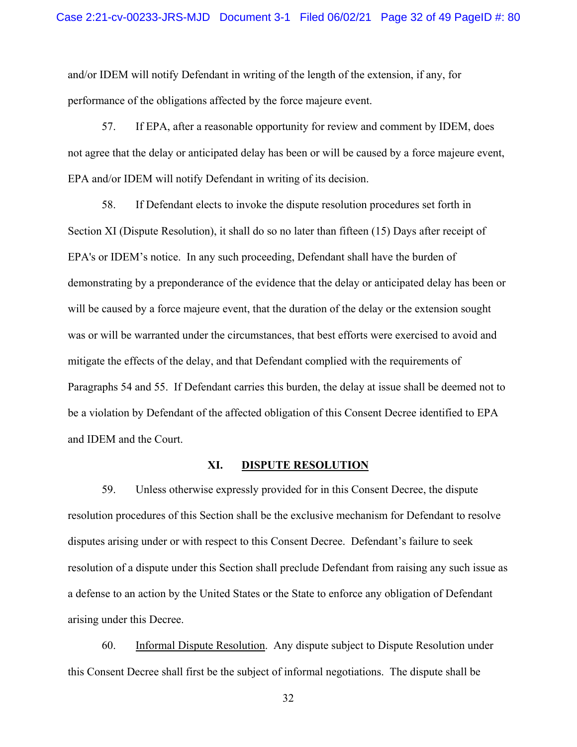and/or IDEM will notify Defendant in writing of the length of the extension, if any, for performance of the obligations affected by the force majeure event.

57. If EPA, after a reasonable opportunity for review and comment by IDEM, does not agree that the delay or anticipated delay has been or will be caused by a force majeure event, EPA and/or IDEM will notify Defendant in writing of its decision.

58. If Defendant elects to invoke the dispute resolution procedures set forth in Section XI (Dispute Resolution), it shall do so no later than fifteen (15) Days after receipt of EPA's or IDEM's notice. In any such proceeding, Defendant shall have the burden of demonstrating by a preponderance of the evidence that the delay or anticipated delay has been or will be caused by a force majeure event, that the duration of the delay or the extension sought was or will be warranted under the circumstances, that best efforts were exercised to avoid and mitigate the effects of the delay, and that Defendant complied with the requirements of Paragraphs 54 and 55. If Defendant carries this burden, the delay at issue shall be deemed not to be a violation by Defendant of the affected obligation of this Consent Decree identified to EPA and IDEM and the Court.

## XI. DISPUTE RESOLUTION

59. Unless otherwise expressly provided for in this Consent Decree, the dispute resolution procedures of this Section shall be the exclusive mechanism for Defendant to resolve disputes arising under or with respect to this Consent Decree. Defendant's failure to seek resolution of a dispute under this Section shall preclude Defendant from raising any such issue as a defense to an action by the United States or the State to enforce any obligation of Defendant arising under this Decree.

60. Informal Dispute Resolution. Any dispute subject to Dispute Resolution under this Consent Decree shall first be the subject of informal negotiations. The dispute shall be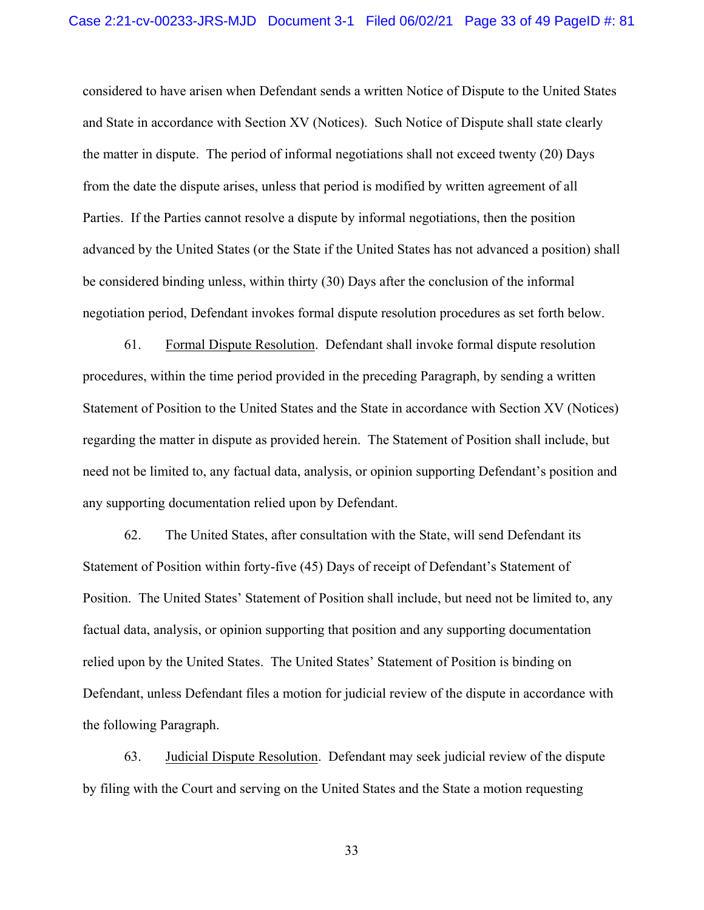considered to have arisen when Defendant sends a written Notice of Dispute to the United States and State in accordance with Section XV (Notices). Such Notice of Dispute shall state clearly the matter in dispute. The period of informal negotiations shall not exceed twenty (20) Days from the date the dispute arises, unless that period is modified by written agreement of all Parties. If the Parties cannot resolve a dispute by informal negotiations, then the position advanced by the United States (or the State if the United States has not advanced a position) shall be considered binding unless, within thirty (30) Days after the conclusion of the informal negotiation period, Defendant invokes formal dispute resolution procedures as set forth below.

61. Formal Dispute Resolution. Defendant shall invoke formal dispute resolution procedures, within the time period provided in the preceding Paragraph, by sending a written Statement of Position to the United States and the State in accordance with Section XV (Notices) regarding the matter in dispute as provided herein. The Statement of Position shall include, but need not be limited to, any factual data, analysis, or opinion supporting Defendant's position and any supporting documentation relied upon by Defendant.

62. The United States, after consultation with the State, will send Defendant its Statement of Position within forty-five (45) Days of receipt of Defendant's Statement of Position. The United States' Statement of Position shall include, but need not be limited to, any factual data, analysis, or opinion supporting that position and any supporting documentation relied upon by the United States. The United States' Statement of Position is binding on Defendant, unless Defendant files a motion for judicial review of the dispute in accordance with the following Paragraph.

63. Judicial Dispute Resolution. Defendant may seek judicial review of the dispute by filing with the Court and serving on the United States and the State a motion requesting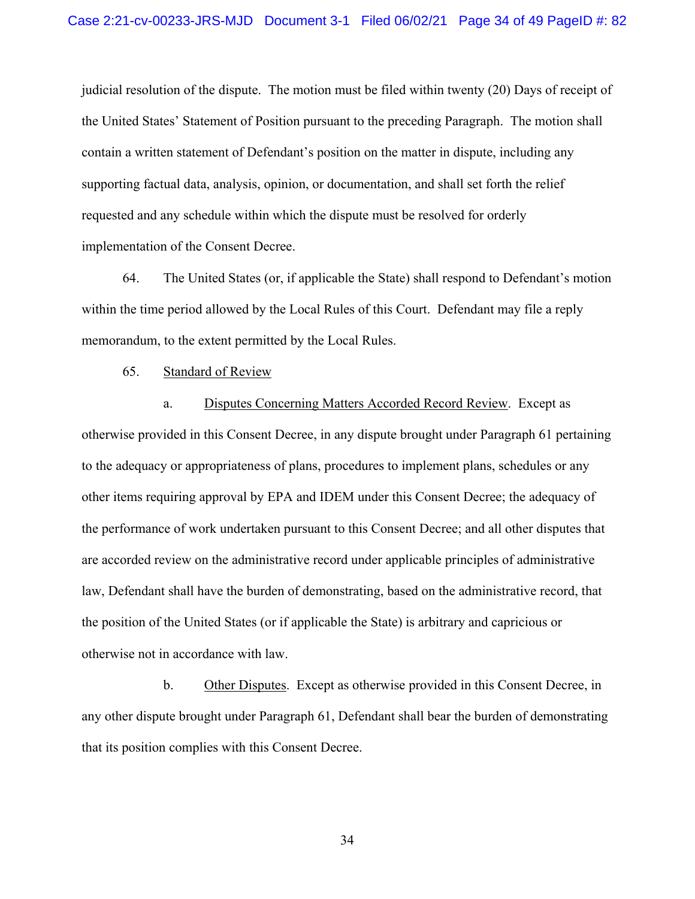judicial resolution of the dispute. The motion must be filed within twenty (20) Days of receipt of the United States' Statement of Position pursuant to the preceding Paragraph. The motion shall contain a written statement of Defendant's position on the matter in dispute, including any supporting factual data, analysis, opinion, or documentation, and shall set forth the relief requested and any schedule within which the dispute must be resolved for orderly implementation of the Consent Decree.

64. The United States (or, if applicable the State) shall respond to Defendant's motion within the time period allowed by the Local Rules of this Court. Defendant may file a reply memorandum, to the extent permitted by the Local Rules.

65. Standard of Review

a. Disputes Concerning Matters Accorded Record Review. Except as otherwise provided in this Consent Decree, in any dispute brought under Paragraph 61 pertaining to the adequacy or appropriateness of plans, procedures to implement plans, schedules or any other items requiring approval by EPA and IDEM under this Consent Decree; the adequacy of the performance of work undertaken pursuant to this Consent Decree; and all other disputes that are accorded review on the administrative record under applicable principles of administrative law, Defendant shall have the burden of demonstrating, based on the administrative record, that the position of the United States (or if applicable the State) is arbitrary and capricious or otherwise not in accordance with law.

b. Other Disputes. Except as otherwise provided in this Consent Decree, in any other dispute brought under Paragraph 61, Defendant shall bear the burden of demonstrating that its position complies with this Consent Decree.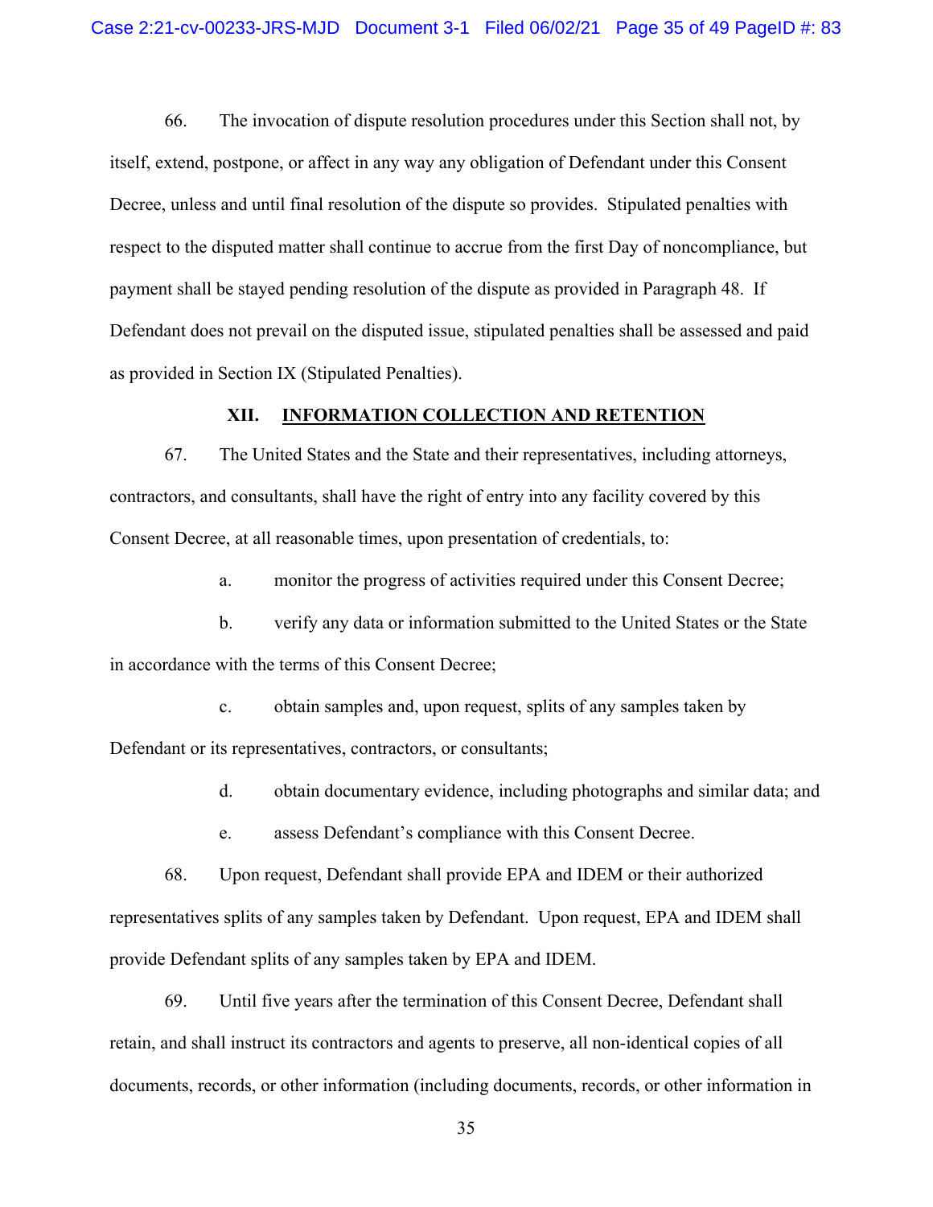66. The invocation of dispute resolution procedures under this Section shall not, by itself, extend, postpone, or affect in any way any obligation of Defendant under this Consent Decree, unless and until final resolution of the dispute so provides. Stipulated penalties with respect to the disputed matter shall continue to accrue from the first Day of noncompliance, but payment shall be stayed pending resolution of the dispute as provided in Paragraph 48. If Defendant does not prevail on the disputed issue, stipulated penalties shall be assessed and paid as provided in Section IX (Stipulated Penalties).

## XII. INFORMATION COLLECTION AND RETENTION

67. The United States and the State and their representatives, including attorneys, contractors, and consultants, shall have the right of entry into any facility covered by this Consent Decree, at all reasonable times, upon presentation of credentials, to:

a. monitor the progress of activities required under this Consent Decree;

b. verify any data or information submitted to the United States or the State in accordance with the terms of this Consent Decree;

c. obtain samples and, upon request, splits of any samples taken by Defendant or its representatives, contractors, or consultants;

d. obtain documentary evidence, including photographs and similar data; and

e. assess Defendant's compliance with this Consent Decree.

68. Upon request, Defendant shall provide EPA and IDEM or their authorized representatives splits of any samples taken by Defendant. Upon request, EPA and IDEM shall provide Defendant splits of any samples taken by EPA and IDEM.

69. Until five years after the termination of this Consent Decree, Defendant shall retain, and shall instruct its contractors and agents to preserve, all non-identical copies of all documents, records, or other information (including documents, records, or other information in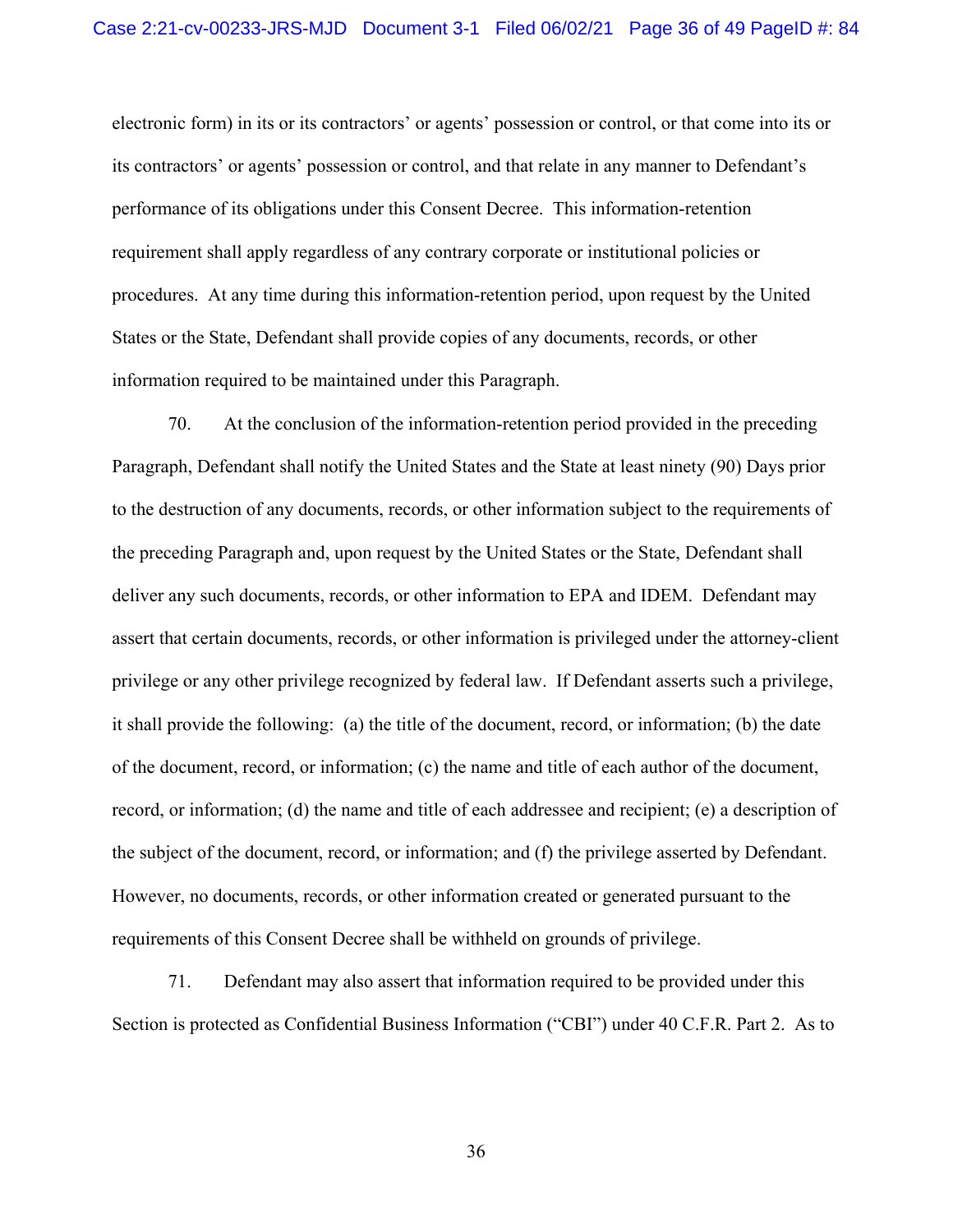electronic form) in its or its contractors' or agents' possession or control, or that come into its or its contractors' or agents' possession or control, and that relate in any manner to Defendant's performance of its obligations under this Consent Decree. This information-retention requirement shall apply regardless of any contrary corporate or institutional policies or procedures. At any time during this information-retention period, upon request by the United States or the State, Defendant shall provide copies of any documents, records, or other information required to be maintained under this Paragraph.

70. At the conclusion of the information-retention period provided in the preceding Paragraph, Defendant shall notify the United States and the State at least ninety (90) Days prior to the destruction of any documents, records, or other information subject to the requirements of the preceding Paragraph and, upon request by the United States or the State, Defendant shall deliver any such documents, records, or other information to EPA and IDEM. Defendant may assert that certain documents, records, or other information is privileged under the attorney-client privilege or any other privilege recognized by federal law. If Defendant asserts such a privilege, it shall provide the following: (a) the title of the document, record, or information; (b) the date of the document, record, or information; (c) the name and title of each author of the document, record, or information; (d) the name and title of each addressee and recipient; (e) a description of the subject of the document, record, or information; and (f) the privilege asserted by Defendant. However, no documents, records, or other information created or generated pursuant to the requirements of this Consent Decree shall be withheld on grounds of privilege.

71. Defendant may also assert that information required to be provided under this Section is protected as Confidential Business Information ("CBI") under 40 C.F.R. Part 2. As to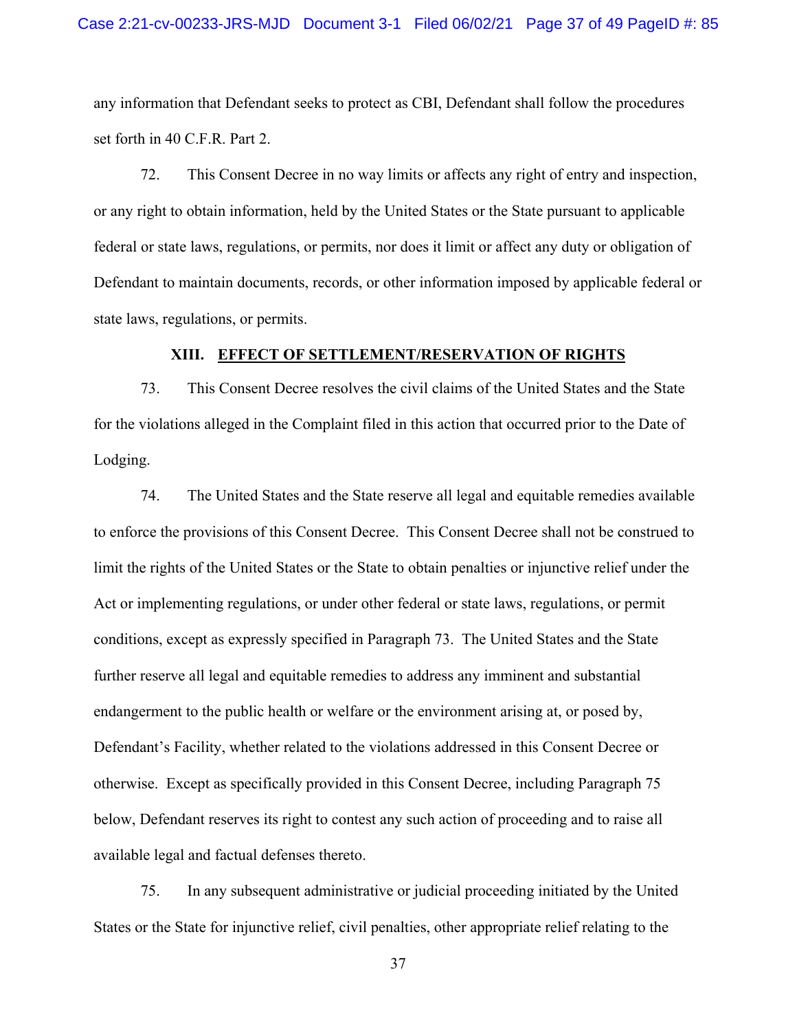any information that Defendant seeks to protect as CBI, Defendant shall follow the procedures set forth in 40 C.F.R. Part 2.

72. This Consent Decree in no way limits or affects any right of entry and inspection, or any right to obtain information, held by the United States or the State pursuant to applicable federal or state laws, regulations, or permits, nor does it limit or affect any duty or obligation of Defendant to maintain documents, records, or other information imposed by applicable federal or state laws, regulations, or permits.

## XIII. <u>EFFECT OF SETTLEMENT/RESERVATION OF RIGHTS</u>

73. This Consent Decree resolves the civil claims of the United States and the State for the violations alleged in the Complaint filed in this action that occurred prior to the Date of Lodging.

74. The United States and the State reserve all legal and equitable remedies available to enforce the provisions of this Consent Decree. This Consent Decree shall not be construed to limit the rights of the United States or the State to obtain penalties or injunctive relief under the Act or implementing regulations, or under other federal or state laws, regulations, or permit conditions, except as expressly specified in Paragraph 73. The United States and the State further reserve all legal and equitable remedies to address any imminent and substantial endangerment to the public health or welfare or the environment arising at, or posed by, Defendant's Facility, whether related to the violations addressed in this Consent Decree or otherwise. Except as specifically provided in this Consent Decree, including Paragraph 75 below, Defendant reserves its right to contest any such action of proceeding and to raise all available legal and factual defenses thereto.

75. In any subsequent administrative or judicial proceeding initiated by the United States or the State for injunctive relief, civil penalties, other appropriate relief relating to the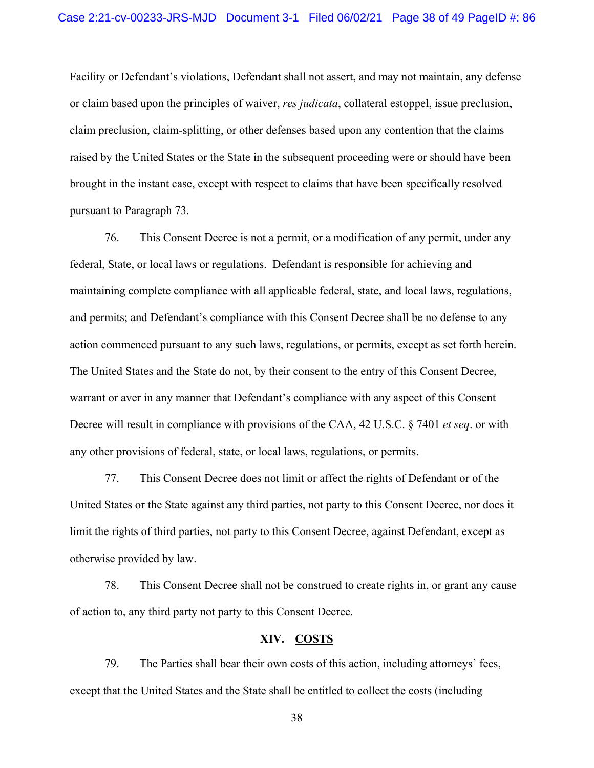Facility or Defendant's violations, Defendant shall not assert, and may not maintain, any defense or claim based upon the principles of waiver, *res judicata*, collateral estoppel, issue preclusion, claim preclusion, claim-splitting, or other defenses based upon any contention that the claims raised by the United States or the State in the subsequent proceeding were or should have been brought in the instant case, except with respect to claims that have been specifically resolved pursuant to Paragraph 73.

76. This Consent Decree is not a permit, or a modification of any permit, under any federal, State, or local laws or regulations. Defendant is responsible for achieving and maintaining complete compliance with all applicable federal, state, and local laws, regulations, and permits; and Defendant's compliance with this Consent Decree shall be no defense to any action commenced pursuant to any such laws, regulations, or permits, except as set forth herein. The United States and the State do not, by their consent to the entry of this Consent Decree, warrant or aver in any manner that Defendant's compliance with any aspect of this Consent Decree will result in compliance with provisions of the CAA, 42 U.S.C. § 7401 *et seq*. or with any other provisions of federal, state, or local laws, regulations, or permits.

77. This Consent Decree does not limit or affect the rights of Defendant or of the United States or the State against any third parties, not party to this Consent Decree, nor does it limit the rights of third parties, not party to this Consent Decree, against Defendant, except as otherwise provided by law.

78. This Consent Decree shall not be construed to create rights in, or grant any cause of action to, any third party not party to this Consent Decree.

## XIV. COSTS

79. The Parties shall bear their own costs of this action, including attorneys' fees, except that the United States and the State shall be entitled to collect the costs (including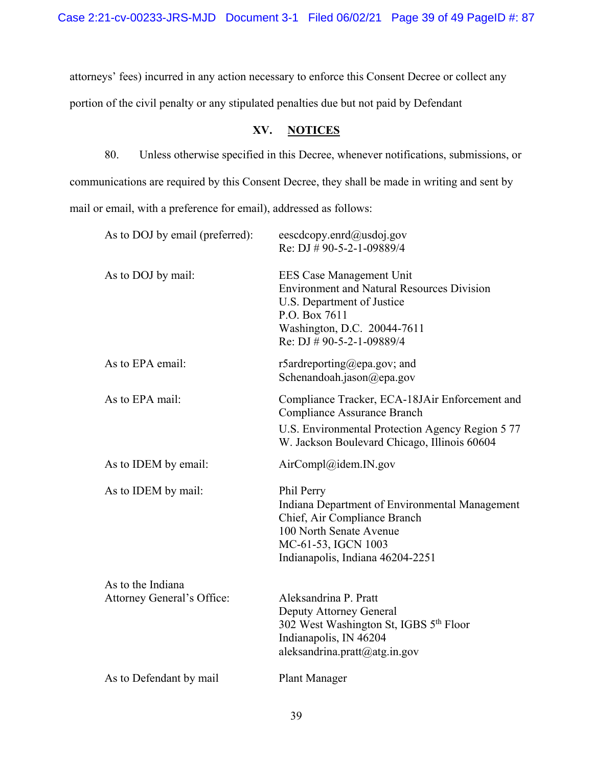attorneys' fees) incurred in any action necessary to enforce this Consent Decree or collect any portion of the civil penalty or any stipulated penalties due but not paid by Defendant

## XV. NOTICES

80. Unless otherwise specified in this Decree, whenever notifications, submissions, or communications are required by this Consent Decree, they shall be made in writing and sent by mail or email, with a preference for email), addressed as follows:

| | |
|---|---|
| As to DOJ by email (preferred): | eescdcopy.enrd@usdoj.gov<br>Re: DJ # 90-5-2-1-09889/4 |
| As to DOJ by mail: | EES Case Management Unit<br>Environment and Natural Resources Division<br>U.S. Department of Justice<br>P.O. Box 7611<br>Washington, D.C. 20044-7611<br>Re: DJ # 90-5-2-1-09889/4 |
| As to EPA email: | r5ardreporting@epa.gov; and<br>Schenandoah.jason@epa.gov |
| As to EPA mail: | Compliance Tracker, ECA-18JAir Enforcement and Compliance Assurance Branch<br>U.S. Environmental Protection Agency Region 5 77 W. Jackson Boulevard Chicago, Illinois 60604 |
| As to IDEM by email: | AirCompl@idem.IN.gov |
| As to IDEM by mail: | Phil Perry<br>Indiana Department of Environmental Management<br>Chief, Air Compliance Branch<br>100 North Senate Avenue<br>MC-61-53, IGCN 1003<br>Indianapolis, Indiana 46204-2251 |
| As to the Indiana Attorney General's Office: | Aleksandrina P. Pratt<br>Deputy Attorney General<br>302 West Washington St, IGBS 5th Floor<br>Indianapolis, IN 46204<br>aleksandrina.pratt@atg.in.gov |
| As to Defendant by mail | Plant Manager |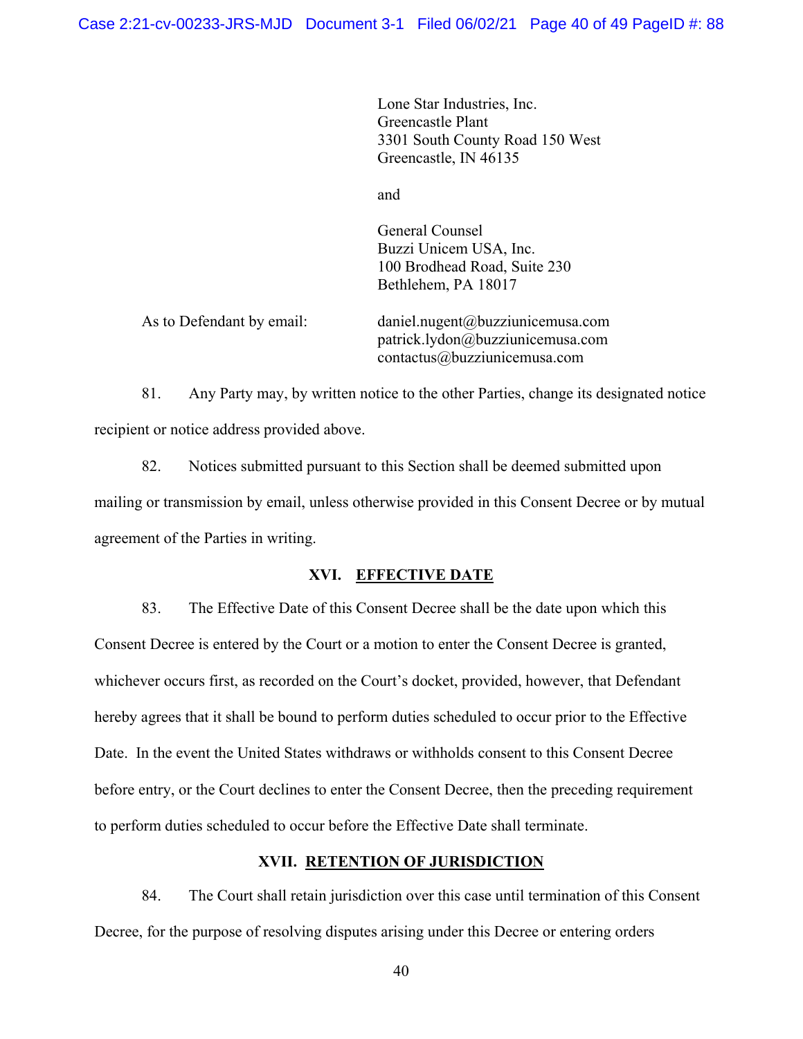Lone Star Industries, Inc.
Greencastle Plant
3301 South County Road 150 West
Greencastle, IN 46135

and

General Counsel
Buzzi Unicem USA, Inc.
100 Brodhead Road, Suite 230
Bethlehem, PA 18017

As to Defendant by email: daniel.nugent@buzziunicemusa.com
patrick.lydon@buzziunicemusa.com
contactus@buzziunicemusa.com

81. Any Party may, by written notice to the other Parties, change its designated notice recipient or notice address provided above.

82. Notices submitted pursuant to this Section shall be deemed submitted upon mailing or transmission by email, unless otherwise provided in this Consent Decree or by mutual agreement of the Parties in writing.

## XVI. EFFECTIVE DATE

83. The Effective Date of this Consent Decree shall be the date upon which this Consent Decree is entered by the Court or a motion to enter the Consent Decree is granted, whichever occurs first, as recorded on the Court's docket, provided, however, that Defendant hereby agrees that it shall be bound to perform duties scheduled to occur prior to the Effective Date. In the event the United States withdraws or withholds consent to this Consent Decree before entry, or the Court declines to enter the Consent Decree, then the preceding requirement to perform duties scheduled to occur before the Effective Date shall terminate.

## XVII. RETENTION OF JURISDICTION

84. The Court shall retain jurisdiction over this case until termination of this Consent Decree, for the purpose of resolving disputes arising under this Decree or entering orders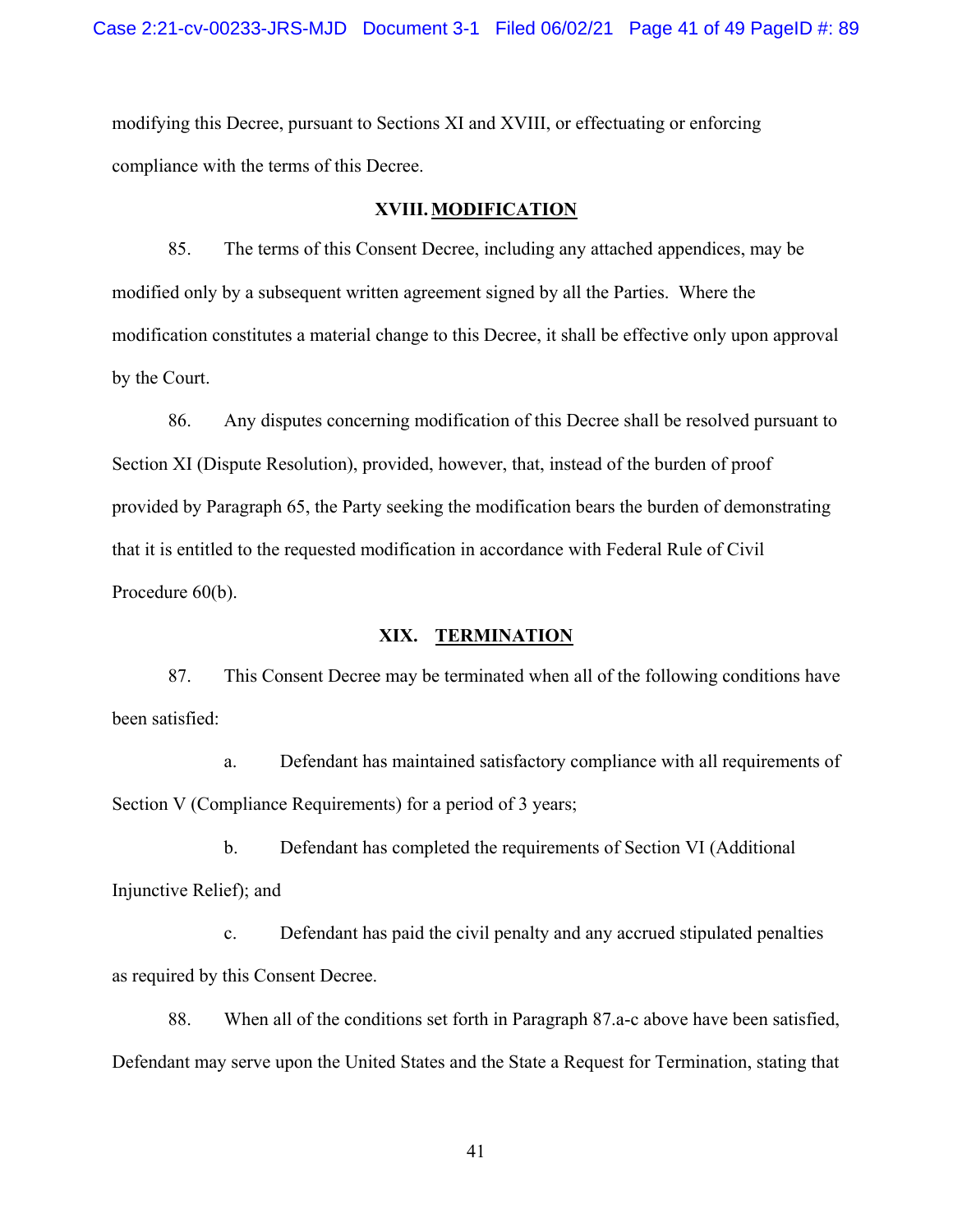modifying this Decree, pursuant to Sections XI and XVIII, or effectuating or enforcing compliance with the terms of this Decree.

## XVIII. MODIFICATION

85. The terms of this Consent Decree, including any attached appendices, may be modified only by a subsequent written agreement signed by all the Parties. Where the modification constitutes a material change to this Decree, it shall be effective only upon approval by the Court.

86. Any disputes concerning modification of this Decree shall be resolved pursuant to Section XI (Dispute Resolution), provided, however, that, instead of the burden of proof provided by Paragraph 65, the Party seeking the modification bears the burden of demonstrating that it is entitled to the requested modification in accordance with Federal Rule of Civil Procedure 60(b).

## XIX. TERMINATION

87. This Consent Decree may be terminated when all of the following conditions have been satisfied:

a. Defendant has maintained satisfactory compliance with all requirements of Section V (Compliance Requirements) for a period of 3 years;

b. Defendant has completed the requirements of Section VI (Additional Injunctive Relief); and

c. Defendant has paid the civil penalty and any accrued stipulated penalties as required by this Consent Decree.

88. When all of the conditions set forth in Paragraph 87.a-c above have been satisfied, Defendant may serve upon the United States and the State a Request for Termination, stating that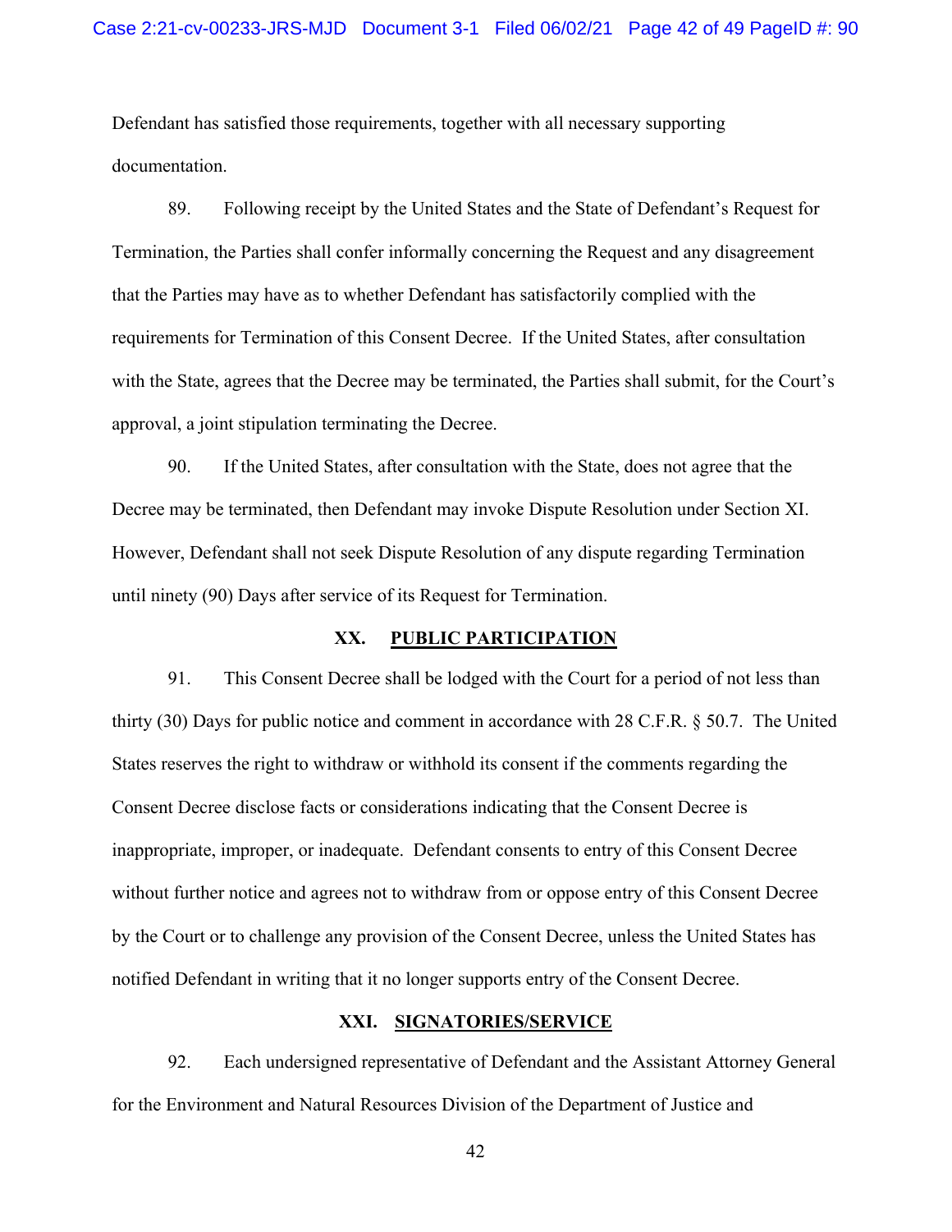Defendant has satisfied those requirements, together with all necessary supporting documentation.

89. Following receipt by the United States and the State of Defendant's Request for Termination, the Parties shall confer informally concerning the Request and any disagreement that the Parties may have as to whether Defendant has satisfactorily complied with the requirements for Termination of this Consent Decree. If the United States, after consultation with the State, agrees that the Decree may be terminated, the Parties shall submit, for the Court's approval, a joint stipulation terminating the Decree.

90. If the United States, after consultation with the State, does not agree that the Decree may be terminated, then Defendant may invoke Dispute Resolution under Section XI. However, Defendant shall not seek Dispute Resolution of any dispute regarding Termination until ninety (90) Days after service of its Request for Termination.

## XX. PUBLIC PARTICIPATION

91. This Consent Decree shall be lodged with the Court for a period of not less than thirty (30) Days for public notice and comment in accordance with 28 C.F.R. § 50.7. The United States reserves the right to withdraw or withhold its consent if the comments regarding the Consent Decree disclose facts or considerations indicating that the Consent Decree is inappropriate, improper, or inadequate. Defendant consents to entry of this Consent Decree without further notice and agrees not to withdraw from or oppose entry of this Consent Decree by the Court or to challenge any provision of the Consent Decree, unless the United States has notified Defendant in writing that it no longer supports entry of the Consent Decree.

## XXI. SIGNATORIES/SERVICE

92. Each undersigned representative of Defendant and the Assistant Attorney General for the Environment and Natural Resources Division of the Department of Justice and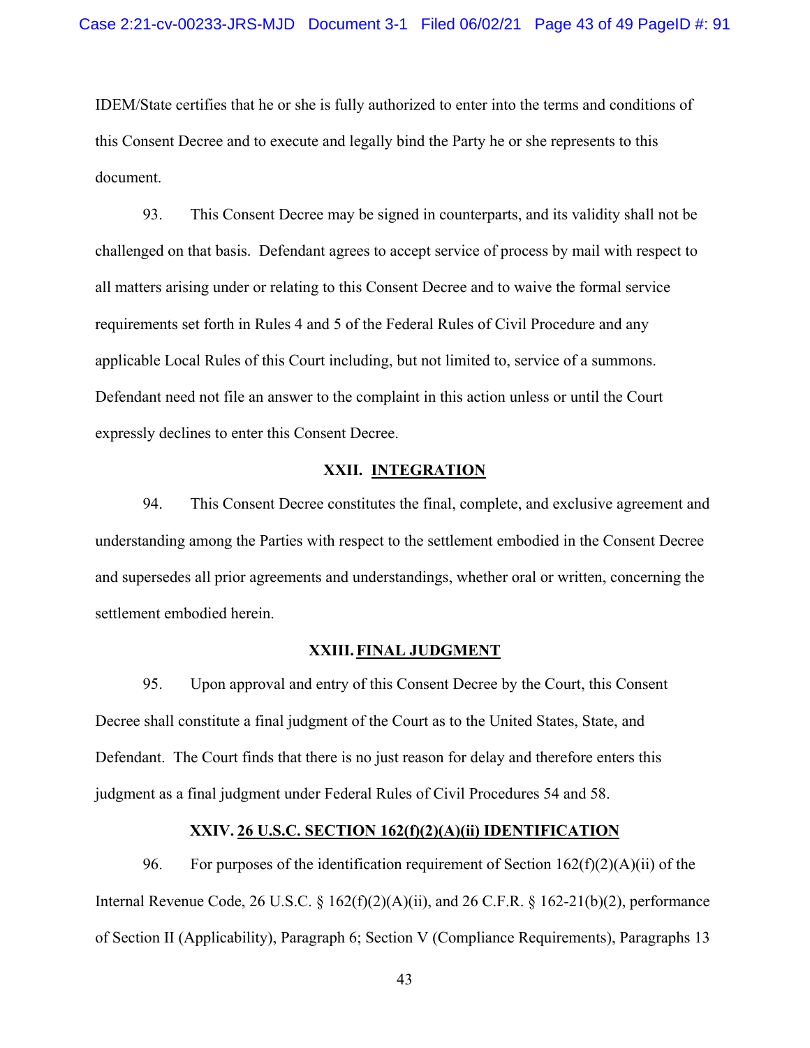IDEM/State certifies that he or she is fully authorized to enter into the terms and conditions of this Consent Decree and to execute and legally bind the Party he or she represents to this document.

93. This Consent Decree may be signed in counterparts, and its validity shall not be challenged on that basis. Defendant agrees to accept service of process by mail with respect to all matters arising under or relating to this Consent Decree and to waive the formal service requirements set forth in Rules 4 and 5 of the Federal Rules of Civil Procedure and any applicable Local Rules of this Court including, but not limited to, service of a summons. Defendant need not file an answer to the complaint in this action unless or until the Court expressly declines to enter this Consent Decree.

## XXII. INTEGRATION

94. This Consent Decree constitutes the final, complete, and exclusive agreement and understanding among the Parties with respect to the settlement embodied in the Consent Decree and supersedes all prior agreements and understandings, whether oral or written, concerning the settlement embodied herein.

## XXIII. FINAL JUDGMENT

95. Upon approval and entry of this Consent Decree by the Court, this Consent Decree shall constitute a final judgment of the Court as to the United States, State, and Defendant. The Court finds that there is no just reason for delay and therefore enters this judgment as a final judgment under Federal Rules of Civil Procedures 54 and 58.

## XXIV. 26 U.S.C. SECTION 162(f)(2)(A)(ii) IDENTIFICATION

96. For purposes of the identification requirement of Section 162(f)(2)(A)(ii) of the Internal Revenue Code, 26 U.S.C. § 162(f)(2)(A)(ii), and 26 C.F.R. § 162-21(b)(2), performance of Section II (Applicability), Paragraph 6; Section V (Compliance Requirements), Paragraphs 13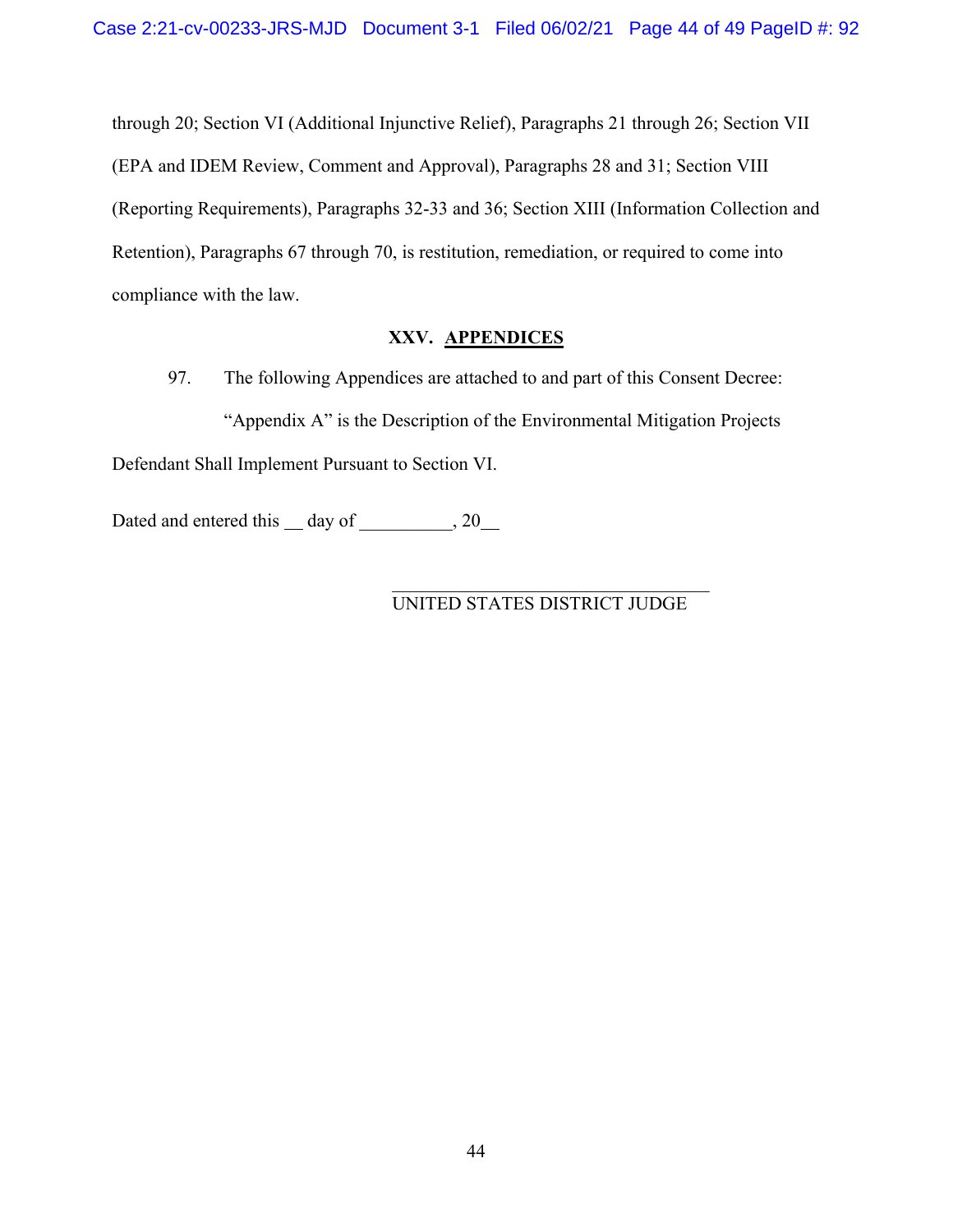through 20; Section VI (Additional Injunctive Relief), Paragraphs 21 through 26; Section VII (EPA and IDEM Review, Comment and Approval), Paragraphs 28 and 31; Section VIII (Reporting Requirements), Paragraphs 32-33 and 36; Section XIII (Information Collection and Retention), Paragraphs 67 through 70, is restitution, remediation, or required to come into compliance with the law.

## XXV. APPENDICES

97. The following Appendices are attached to and part of this Consent Decree:

"Appendix A" is the Description of the Environmental Mitigation Projects Defendant Shall Implement Pursuant to Section VI.

Dated and entered this __ day of __________, 20__

_______________________________
UNITED STATES DISTRICT JUDGE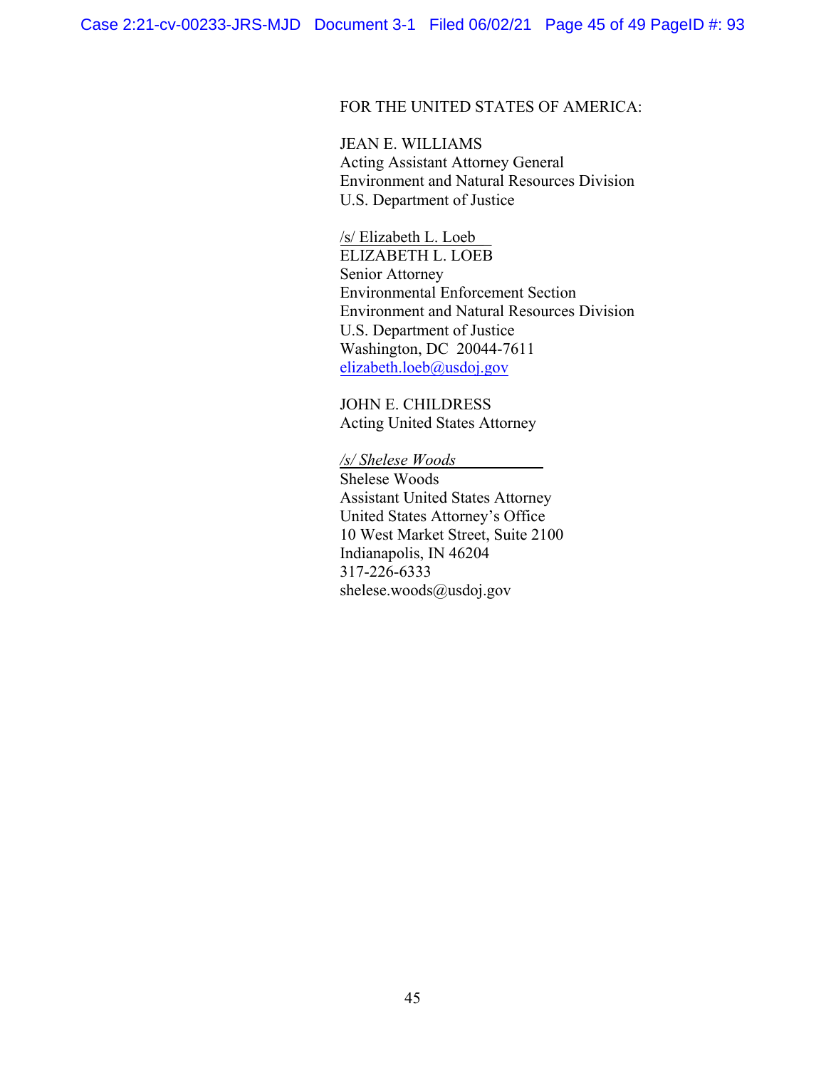FOR THE UNITED STATES OF AMERICA:

JEAN E. WILLIAMS
Acting Assistant Attorney General
Environment and Natural Resources Division
U.S. Department of Justice

/s/ Elizabeth L. Loeb
ELIZABETH L. LOEB
Senior Attorney
Environmental Enforcement Section
Environment and Natural Resources Division
U.S. Department of Justice
Washington, DC 20044-7611
elizabeth.loeb@usdoj.gov

JOHN E. CHILDRESS
Acting United States Attorney

*/s/ Shelese Woods*
Shelese Woods
Assistant United States Attorney
United States Attorney's Office
10 West Market Street, Suite 2100
Indianapolis, IN 46204
317-226-6333
shelese.woods@usdoj.gov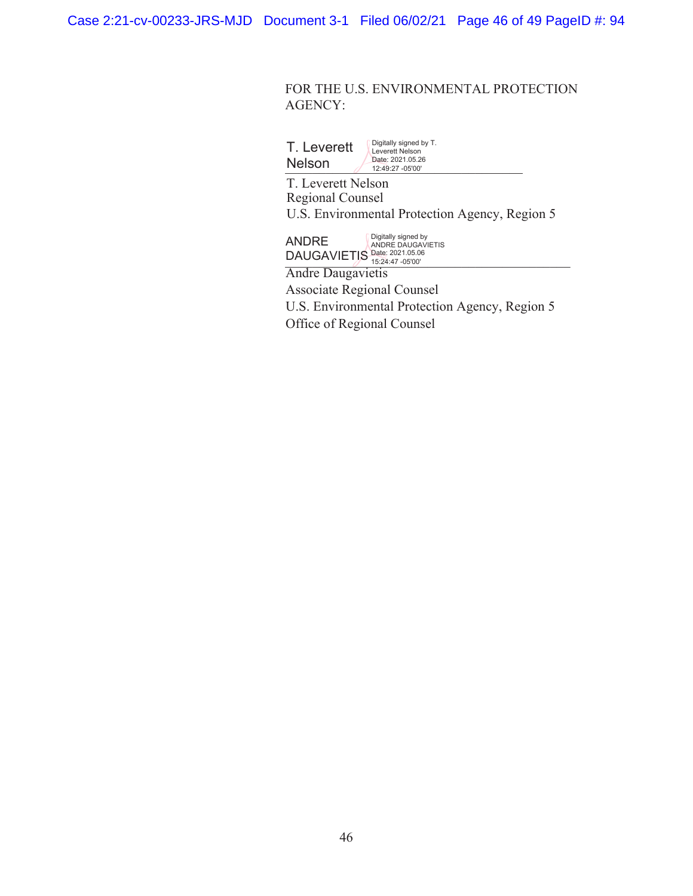FOR THE U.S. ENVIRONMENTAL PROTECTION AGENCY:

T. Leverett Nelson — Digitally signed by T. Leverett Nelson Date: 2021.05.26 12:49:27 -05'00'

T. Leverett Nelson
Regional Counsel
U.S. Environmental Protection Agency, Region 5

ANDRE DAUGAVIETIS — Digitally signed by ANDRE DAUGAVIETIS Date: 2021.05.06 15:24:47 -05'00'

Andre Daugavietis
Associate Regional Counsel
U.S. Environmental Protection Agency, Region 5
Office of Regional Counsel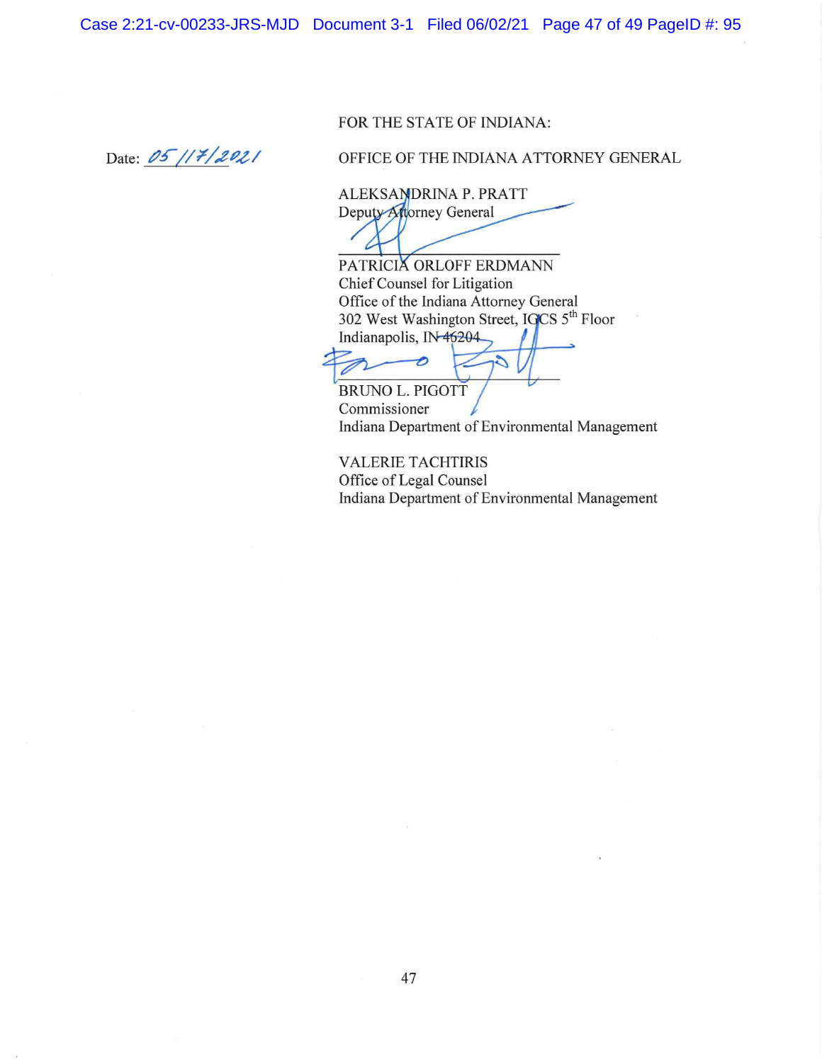FOR THE STATE OF INDIANA:

Date: 05/17/2021

OFFICE OF THE INDIANA ATTORNEY GENERAL

ALEKSANDRINA P. PRATT
Deputy Attorney General

\_\_\_\_\_\_\_\_\_\_\_\_\_\_\_\_\_\_\_\_\_\_\_\_\_\_\_\_\_\_

PATRICIA ORLOFF ERDMANN
Chief Counsel for Litigation
Office of the Indiana Attorney General
302 West Washington Street, IGCS 5th Floor
Indianapolis, IN 46204

\_\_\_\_\_\_\_\_\_\_\_\_\_\_\_\_\_\_\_\_\_\_\_\_\_\_\_\_\_\_

BRUNO L. PIGOTT
Commissioner
Indiana Department of Environmental Management

VALERIE TACHTIRIS
Office of Legal Counsel
Indiana Department of Environmental Management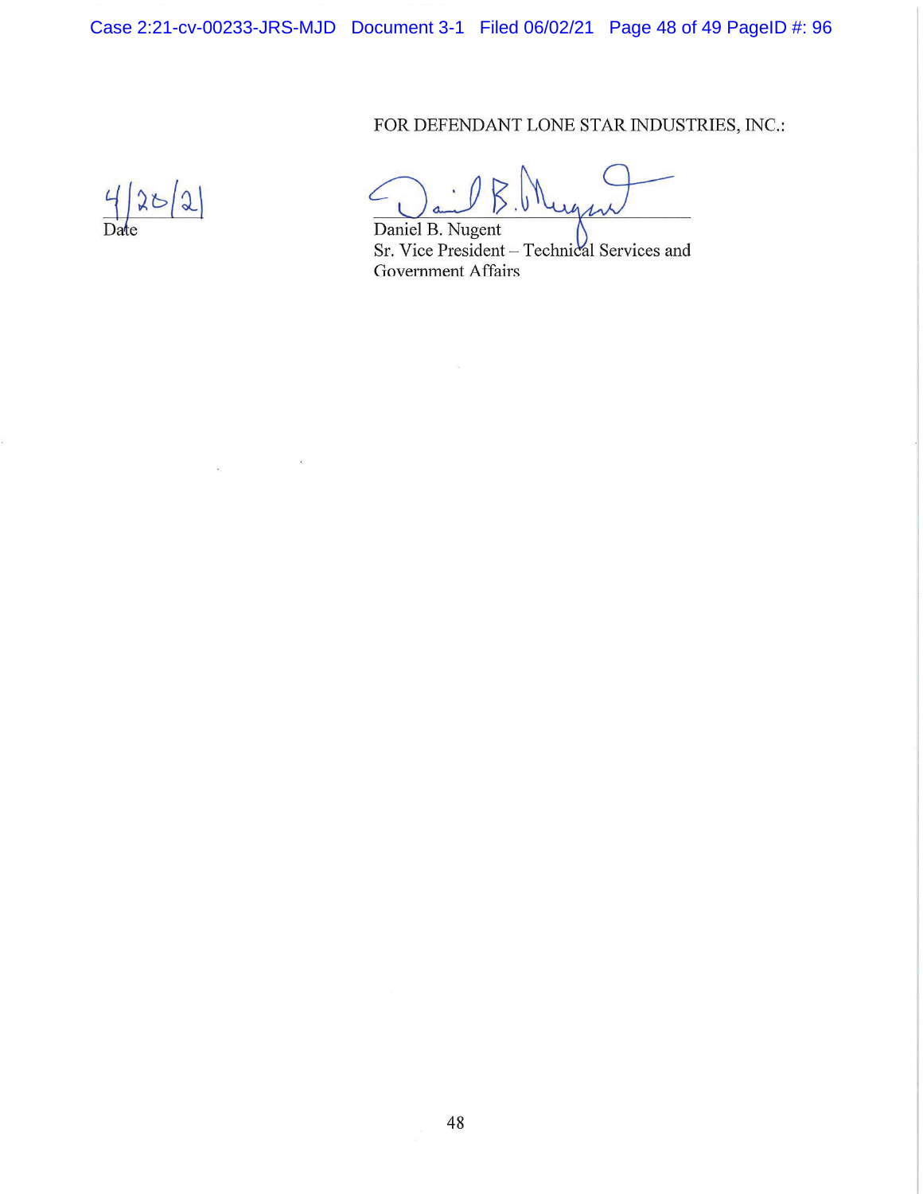FOR DEFENDANT LONE STAR INDUSTRIES, INC.:

4/20/21
Date

Daniel B. Nugent
Sr. Vice President – Technical Services and Government Affairs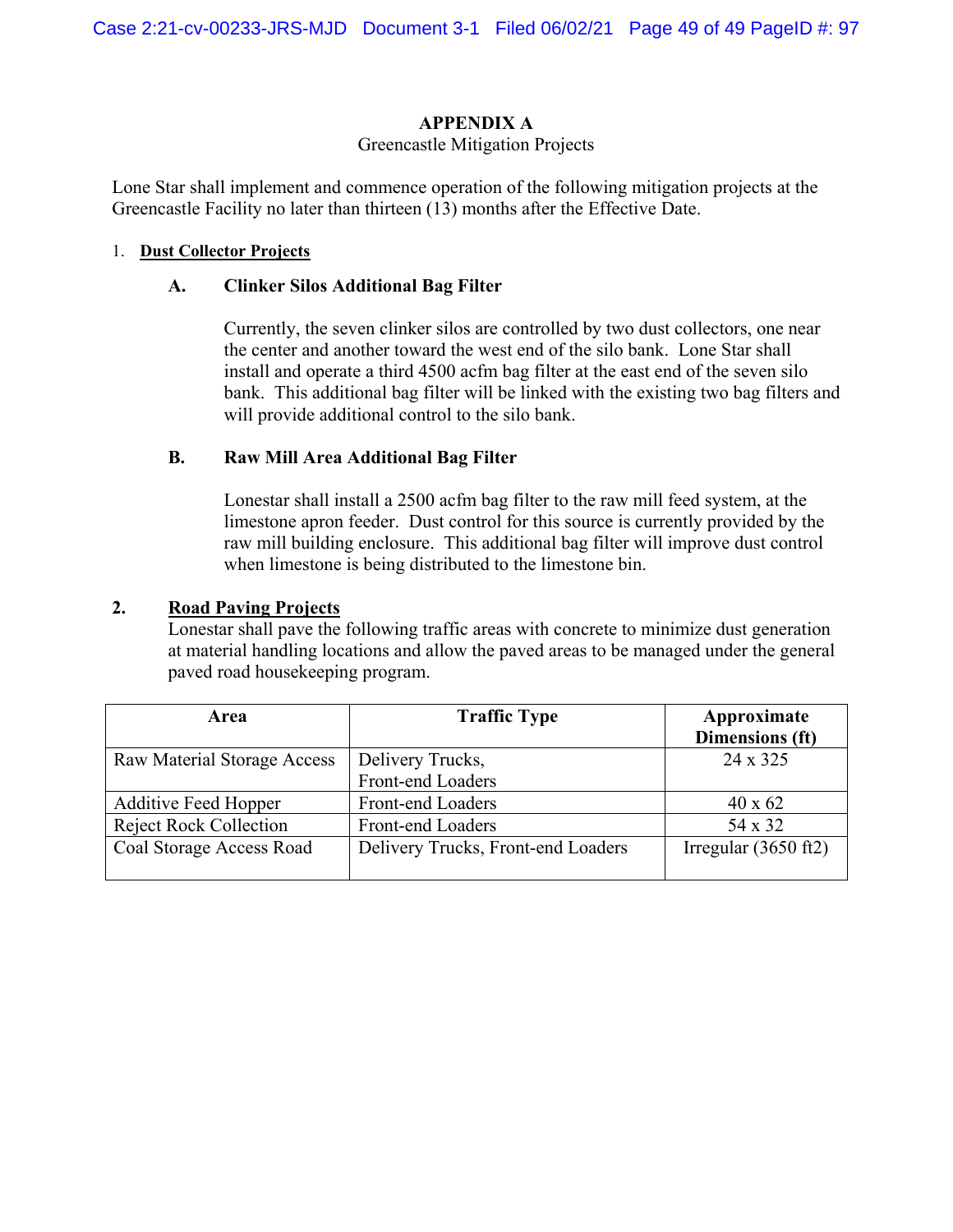# APPENDIX A

Greencastle Mitigation Projects

Lone Star shall implement and commence operation of the following mitigation projects at the Greencastle Facility no later than thirteen (13) months after the Effective Date.

1. **Dust Collector Projects**

### A. Clinker Silos Additional Bag Filter

Currently, the seven clinker silos are controlled by two dust collectors, one near the center and another toward the west end of the silo bank. Lone Star shall install and operate a third 4500 acfm bag filter at the east end of the seven silo bank. This additional bag filter will be linked with the existing two bag filters and will provide additional control to the silo bank.

### B. Raw Mill Area Additional Bag Filter

Lonestar shall install a 2500 acfm bag filter to the raw mill feed system, at the limestone apron feeder. Dust control for this source is currently provided by the raw mill building enclosure. This additional bag filter will improve dust control when limestone is being distributed to the limestone bin.

2. **Road Paving Projects**

Lonestar shall pave the following traffic areas with concrete to minimize dust generation at material handling locations and allow the paved areas to be managed under the general paved road housekeeping program.

| Area | Traffic Type | Approximate Dimensions (ft) |
|---|---|---|
| Raw Material Storage Access | Delivery Trucks, Front-end Loaders | 24 x 325 |
| Additive Feed Hopper | Front-end Loaders | 40 x 62 |
| Reject Rock Collection | Front-end Loaders | 54 x 32 |
| Coal Storage Access Road | Delivery Trucks, Front-end Loaders | Irregular (3650 ft2) |